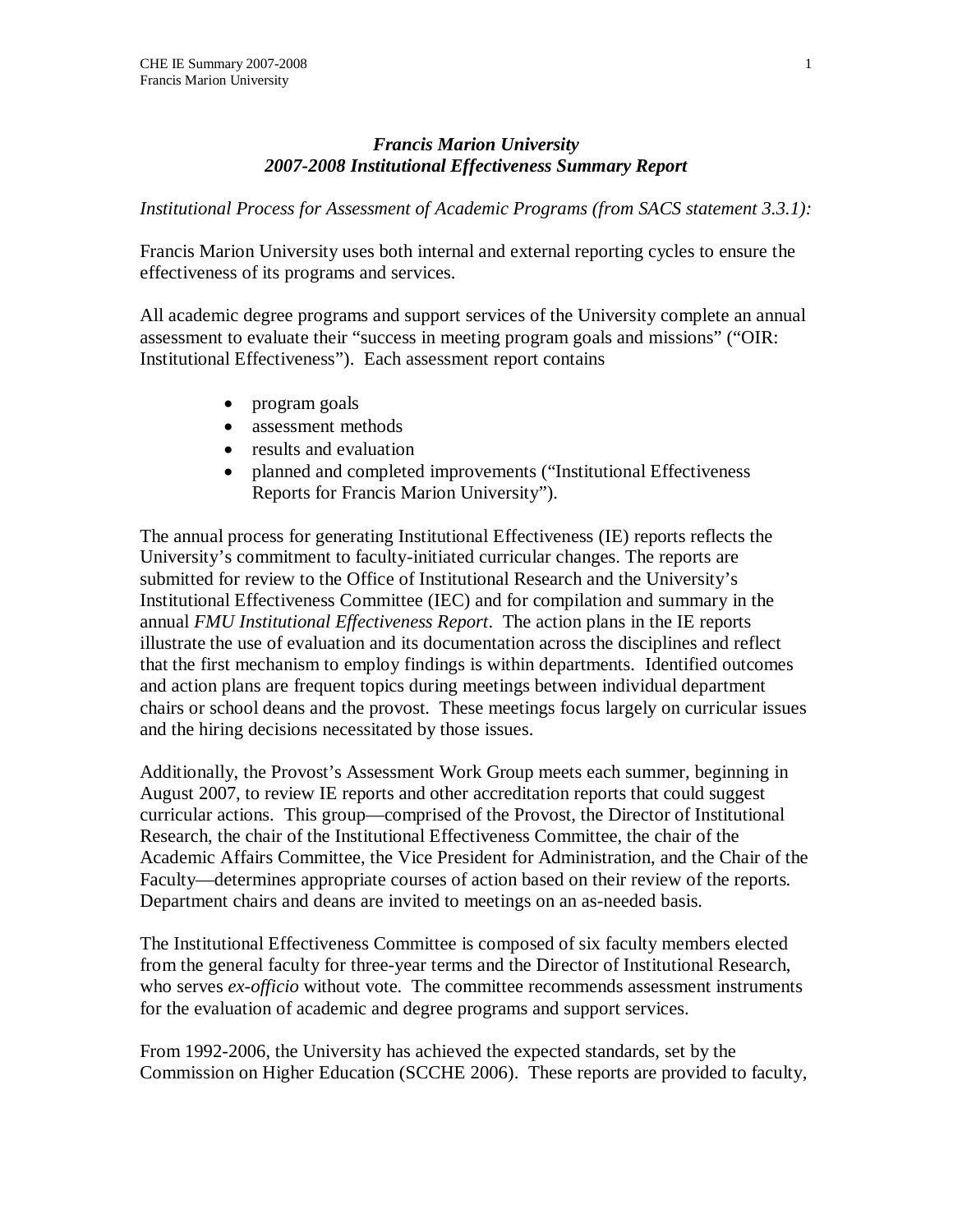# *Francis Marion University*
## *2007-2008 Institutional Effectiveness Summary Report*

*Institutional Process for Assessment of Academic Programs (from SACS statement 3.3.1):*

Francis Marion University uses both internal and external reporting cycles to ensure the effectiveness of its programs and services.

All academic degree programs and support services of the University complete an annual assessment to evaluate their "success in meeting program goals and missions" ("OIR: Institutional Effectiveness"). Each assessment report contains

- program goals
- assessment methods
- results and evaluation
- planned and completed improvements ("Institutional Effectiveness Reports for Francis Marion University").

The annual process for generating Institutional Effectiveness (IE) reports reflects the University's commitment to faculty-initiated curricular changes. The reports are submitted for review to the Office of Institutional Research and the University's Institutional Effectiveness Committee (IEC) and for compilation and summary in the annual *FMU Institutional Effectiveness Report*. The action plans in the IE reports illustrate the use of evaluation and its documentation across the disciplines and reflect that the first mechanism to employ findings is within departments. Identified outcomes and action plans are frequent topics during meetings between individual department chairs or school deans and the provost. These meetings focus largely on curricular issues and the hiring decisions necessitated by those issues.

Additionally, the Provost's Assessment Work Group meets each summer, beginning in August 2007, to review IE reports and other accreditation reports that could suggest curricular actions. This group—comprised of the Provost, the Director of Institutional Research, the chair of the Institutional Effectiveness Committee, the chair of the Academic Affairs Committee, the Vice President for Administration, and the Chair of the Faculty—determines appropriate courses of action based on their review of the reports. Department chairs and deans are invited to meetings on an as-needed basis.

The Institutional Effectiveness Committee is composed of six faculty members elected from the general faculty for three-year terms and the Director of Institutional Research, who serves *ex-officio* without vote. The committee recommends assessment instruments for the evaluation of academic and degree programs and support services.

From 1992-2006, the University has achieved the expected standards, set by the Commission on Higher Education (SCCHE 2006). These reports are provided to faculty,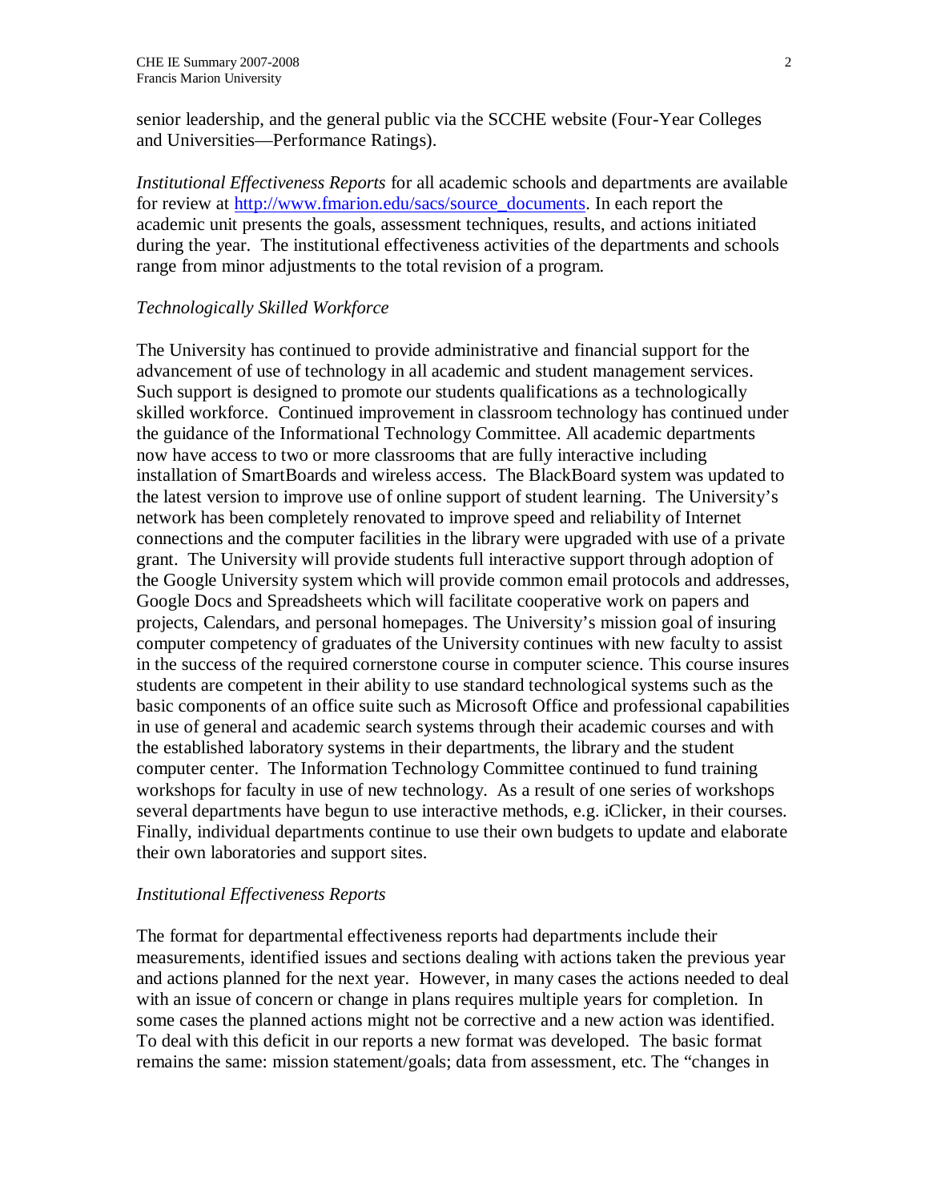senior leadership, and the general public via the SCCHE website (Four-Year Colleges and Universities—Performance Ratings).

*Institutional Effectiveness Reports* for all academic schools and departments are available for review at [http://www.fmarion.edu/sacs/source_documents](http://www.fmarion.edu/sacs/source_documents). In each report the academic unit presents the goals, assessment techniques, results, and actions initiated during the year. The institutional effectiveness activities of the departments and schools range from minor adjustments to the total revision of a program.

*Technologically Skilled Workforce*

The University has continued to provide administrative and financial support for the advancement of use of technology in all academic and student management services. Such support is designed to promote our students qualifications as a technologically skilled workforce. Continued improvement in classroom technology has continued under the guidance of the Informational Technology Committee. All academic departments now have access to two or more classrooms that are fully interactive including installation of SmartBoards and wireless access. The BlackBoard system was updated to the latest version to improve use of online support of student learning. The University's network has been completely renovated to improve speed and reliability of Internet connections and the computer facilities in the library were upgraded with use of a private grant. The University will provide students full interactive support through adoption of the Google University system which will provide common email protocols and addresses, Google Docs and Spreadsheets which will facilitate cooperative work on papers and projects, Calendars, and personal homepages. The University's mission goal of insuring computer competency of graduates of the University continues with new faculty to assist in the success of the required cornerstone course in computer science. This course insures students are competent in their ability to use standard technological systems such as the basic components of an office suite such as Microsoft Office and professional capabilities in use of general and academic search systems through their academic courses and with the established laboratory systems in their departments, the library and the student computer center. The Information Technology Committee continued to fund training workshops for faculty in use of new technology. As a result of one series of workshops several departments have begun to use interactive methods, e.g. iClicker, in their courses. Finally, individual departments continue to use their own budgets to update and elaborate their own laboratories and support sites.

*Institutional Effectiveness Reports*

The format for departmental effectiveness reports had departments include their measurements, identified issues and sections dealing with actions taken the previous year and actions planned for the next year. However, in many cases the actions needed to deal with an issue of concern or change in plans requires multiple years for completion. In some cases the planned actions might not be corrective and a new action was identified. To deal with this deficit in our reports a new format was developed. The basic format remains the same: mission statement/goals; data from assessment, etc. The "changes in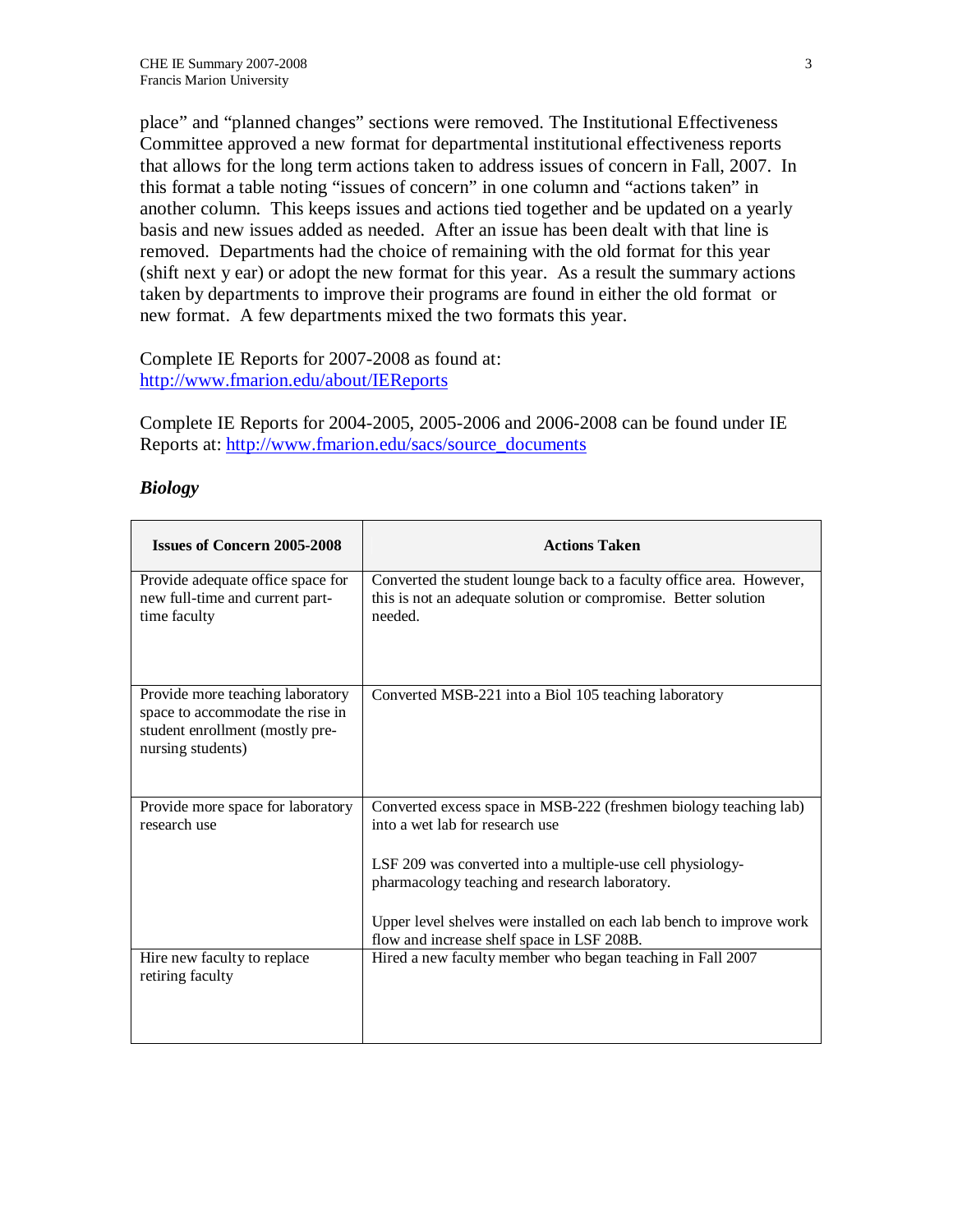place" and "planned changes" sections were removed. The Institutional Effectiveness Committee approved a new format for departmental institutional effectiveness reports that allows for the long term actions taken to address issues of concern in Fall, 2007. In this format a table noting "issues of concern" in one column and "actions taken" in another column. This keeps issues and actions tied together and be updated on a yearly basis and new issues added as needed. After an issue has been dealt with that line is removed. Departments had the choice of remaining with the old format for this year (shift next y ear) or adopt the new format for this year. As a result the summary actions taken by departments to improve their programs are found in either the old format or new format. A few departments mixed the two formats this year.

Complete IE Reports for 2007-2008 as found at: http://www.fmarion.edu/about/IEReports

Complete IE Reports for 2004-2005, 2005-2006 and 2006-2008 can be found under IE Reports at: http://www.fmarion.edu/sacs/source_documents

### *Biology*

| Issues of Concern 2005-2008 | Actions Taken |
|---|---|
| Provide adequate office space for new full-time and current part-time faculty | Converted the student lounge back to a faculty office area. However, this is not an adequate solution or compromise. Better solution needed. |
| Provide more teaching laboratory space to accommodate the rise in student enrollment (mostly pre-nursing students) | Converted MSB-221 into a Biol 105 teaching laboratory |
| Provide more space for laboratory research use | Converted excess space in MSB-222 (freshmen biology teaching lab) into a wet lab for research use<br><br>LSF 209 was converted into a multiple-use cell physiology-pharmacology teaching and research laboratory.<br><br>Upper level shelves were installed on each lab bench to improve work flow and increase shelf space in LSF 208B. |
| Hire new faculty to replace retiring faculty | Hired a new faculty member who began teaching in Fall 2007 |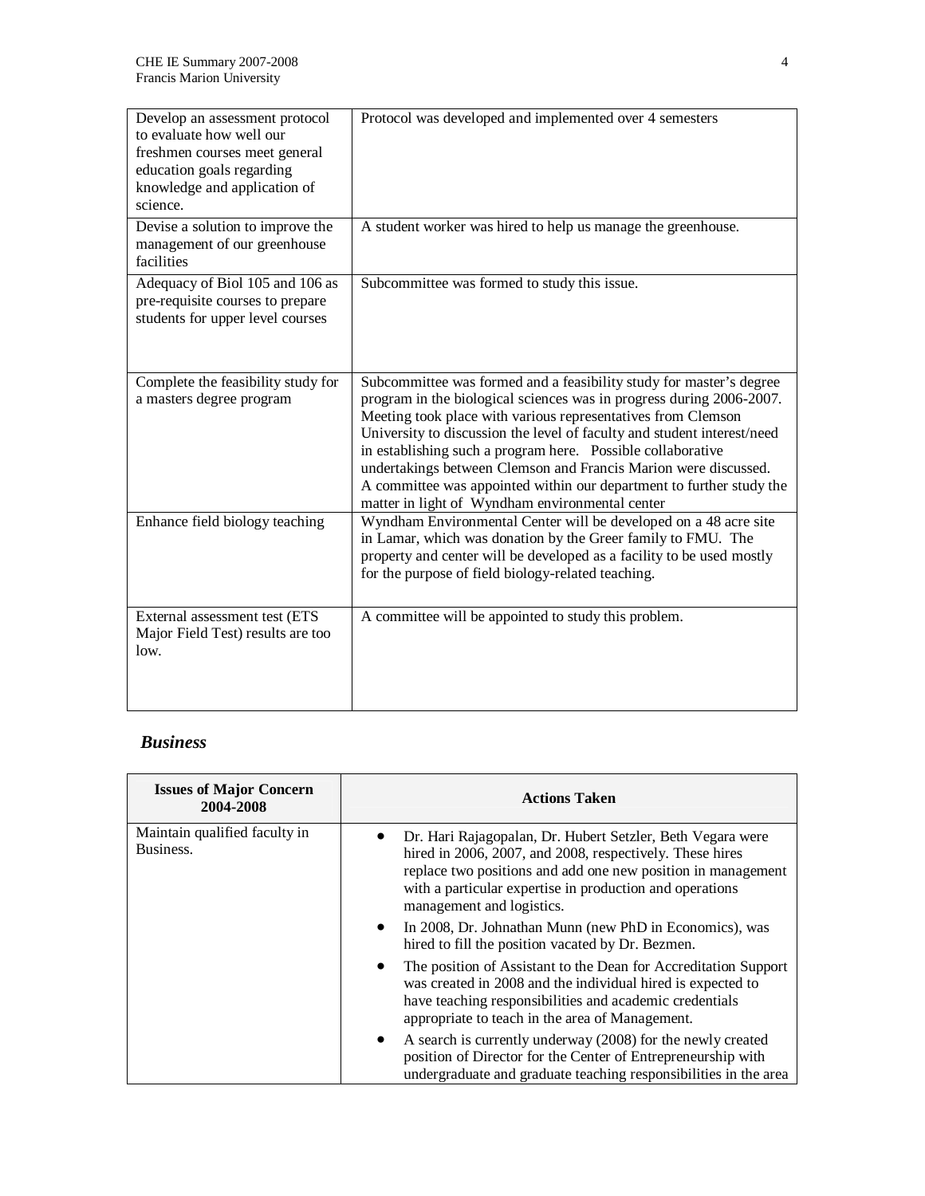| | |
|---|---|
| Develop an assessment protocol to evaluate how well our freshmen courses meet general education goals regarding knowledge and application of science. | Protocol was developed and implemented over 4 semesters |
| Devise a solution to improve the management of our greenhouse facilities | A student worker was hired to help us manage the greenhouse. |
| Adequacy of Biol 105 and 106 as pre-requisite courses to prepare students for upper level courses | Subcommittee was formed to study this issue. |
| Complete the feasibility study for a masters degree program | Subcommittee was formed and a feasibility study for master's degree program in the biological sciences was in progress during 2006-2007. Meeting took place with various representatives from Clemson University to discussion the level of faculty and student interest/need in establishing such a program here. Possible collaborative undertakings between Clemson and Francis Marion were discussed. A committee was appointed within our department to further study the matter in light of Wyndham environmental center |
| Enhance field biology teaching | Wyndham Environmental Center will be developed on a 48 acre site in Lamar, which was donation by the Greer family to FMU. The property and center will be developed as a facility to be used mostly for the purpose of field biology-related teaching. |
| External assessment test (ETS Major Field Test) results are too low. | A committee will be appointed to study this problem. |

### *Business*

| Issues of Major Concern 2004-2008 | Actions Taken |
|---|---|
| Maintain qualified faculty in Business. | • Dr. Hari Rajagopalan, Dr. Hubert Setzler, Beth Vegara were hired in 2006, 2007, and 2008, respectively. These hires replace two positions and add one new position in management with a particular expertise in production and operations management and logistics.<br>• In 2008, Dr. Johnathan Munn (new PhD in Economics), was hired to fill the position vacated by Dr. Bezmen.<br>• The position of Assistant to the Dean for Accreditation Support was created in 2008 and the individual hired is expected to have teaching responsibilities and academic credentials appropriate to teach in the area of Management.<br>• A search is currently underway (2008) for the newly created position of Director for the Center of Entrepreneurship with undergraduate and graduate teaching responsibilities in the area |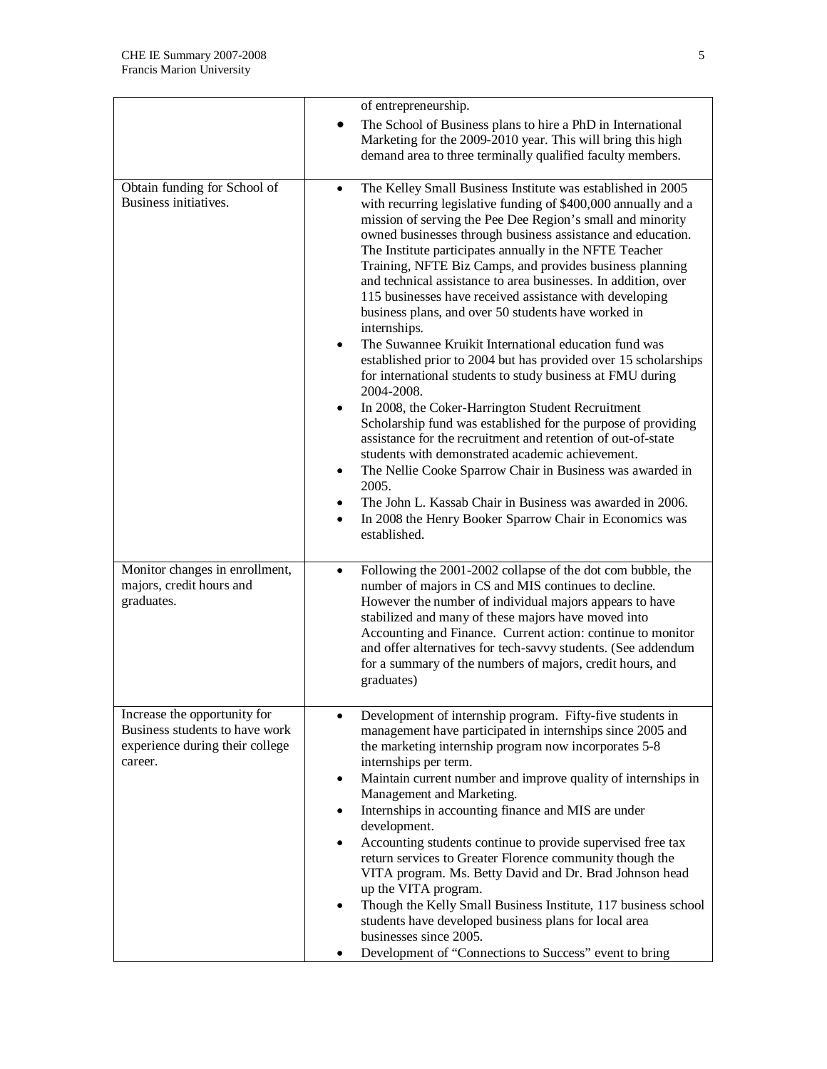| | |
|---|---|
| | of entrepreneurship.<br>• The School of Business plans to hire a PhD in International Marketing for the 2009-2010 year. This will bring this high demand area to three terminally qualified faculty members. |
| Obtain funding for School of Business initiatives. | • The Kelley Small Business Institute was established in 2005 with recurring legislative funding of $400,000 annually and a mission of serving the Pee Dee Region's small and minority owned businesses through business assistance and education. The Institute participates annually in the NFTE Teacher Training, NFTE Biz Camps, and provides business planning and technical assistance to area businesses. In addition, over 115 businesses have received assistance with developing business plans, and over 50 students have worked in internships.<br>• The Suwannee Kruikit International education fund was established prior to 2004 but has provided over 15 scholarships for international students to study business at FMU during 2004-2008.<br>• In 2008, the Coker-Harrington Student Recruitment Scholarship fund was established for the purpose of providing assistance for the recruitment and retention of out-of-state students with demonstrated academic achievement.<br>• The Nellie Cooke Sparrow Chair in Business was awarded in 2005.<br>• The John L. Kassab Chair in Business was awarded in 2006.<br>• In 2008 the Henry Booker Sparrow Chair in Economics was established. |
| Monitor changes in enrollment, majors, credit hours and graduates. | • Following the 2001-2002 collapse of the dot com bubble, the number of majors in CS and MIS continues to decline. However the number of individual majors appears to have stabilized and many of these majors have moved into Accounting and Finance. Current action: continue to monitor and offer alternatives for tech-savvy students. (See addendum for a summary of the numbers of majors, credit hours, and graduates) |
| Increase the opportunity for Business students to have work experience during their college career. | • Development of internship program. Fifty-five students in management have participated in internships since 2005 and the marketing internship program now incorporates 5-8 internships per term.<br>• Maintain current number and improve quality of internships in Management and Marketing.<br>• Internships in accounting finance and MIS are under development.<br>• Accounting students continue to provide supervised free tax return services to Greater Florence community though the VITA program. Ms. Betty David and Dr. Brad Johnson head up the VITA program.<br>• Though the Kelly Small Business Institute, 117 business school students have developed business plans for local area businesses since 2005.<br>• Development of "Connections to Success" event to bring |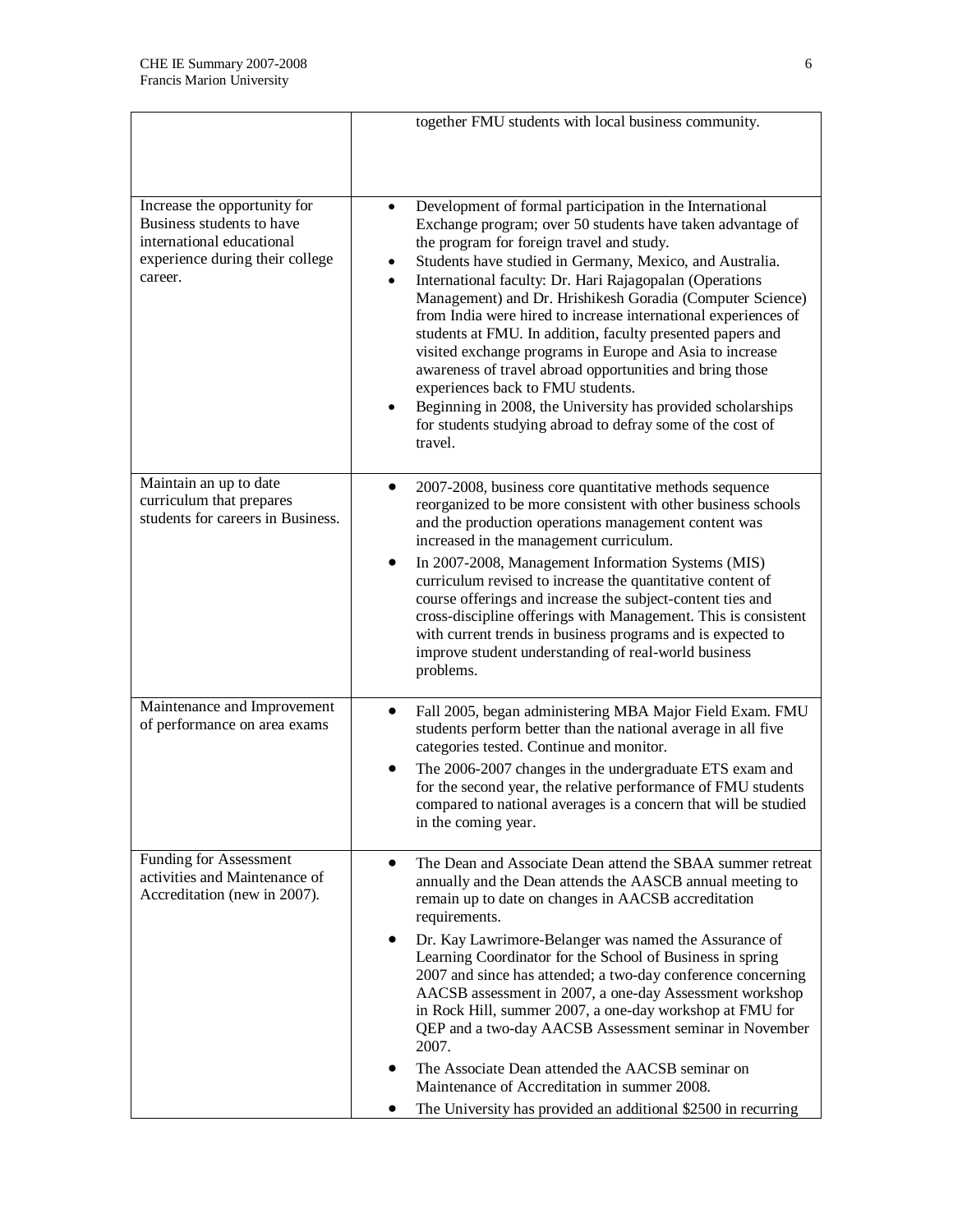|  |  |
|---|---|
|  | together FMU students with local business community. |
| Increase the opportunity for Business students to have international educational experience during their college career. | • Development of formal participation in the International Exchange program; over 50 students have taken advantage of the program for foreign travel and study.<br>• Students have studied in Germany, Mexico, and Australia.<br>• International faculty: Dr. Hari Rajagopalan (Operations Management) and Dr. Hrishikesh Goradia (Computer Science) from India were hired to increase international experiences of students at FMU. In addition, faculty presented papers and visited exchange programs in Europe and Asia to increase awareness of travel abroad opportunities and bring those experiences back to FMU students.<br>• Beginning in 2008, the University has provided scholarships for students studying abroad to defray some of the cost of travel. |
| Maintain an up to date curriculum that prepares students for careers in Business. | • 2007-2008, business core quantitative methods sequence reorganized to be more consistent with other business schools and the production operations management content was increased in the management curriculum.<br>• In 2007-2008, Management Information Systems (MIS) curriculum revised to increase the quantitative content of course offerings and increase the subject-content ties and cross-discipline offerings with Management. This is consistent with current trends in business programs and is expected to improve student understanding of real-world business problems. |
| Maintenance and Improvement of performance on area exams | • Fall 2005, began administering MBA Major Field Exam. FMU students perform better than the national average in all five categories tested. Continue and monitor.<br>• The 2006-2007 changes in the undergraduate ETS exam and for the second year, the relative performance of FMU students compared to national averages is a concern that will be studied in the coming year. |
| Funding for Assessment activities and Maintenance of Accreditation (new in 2007). | • The Dean and Associate Dean attend the SBAA summer retreat annually and the Dean attends the AASCB annual meeting to remain up to date on changes in AACSB accreditation requirements.<br>• Dr. Kay Lawrimore-Belanger was named the Assurance of Learning Coordinator for the School of Business in spring 2007 and since has attended; a two-day conference concerning AACSB assessment in 2007, a one-day Assessment workshop in Rock Hill, summer 2007, a one-day workshop at FMU for QEP and a two-day AACSB Assessment seminar in November 2007.<br>• The Associate Dean attended the AACSB seminar on Maintenance of Accreditation in summer 2008.<br>• The University has provided an additional $2500 in recurring |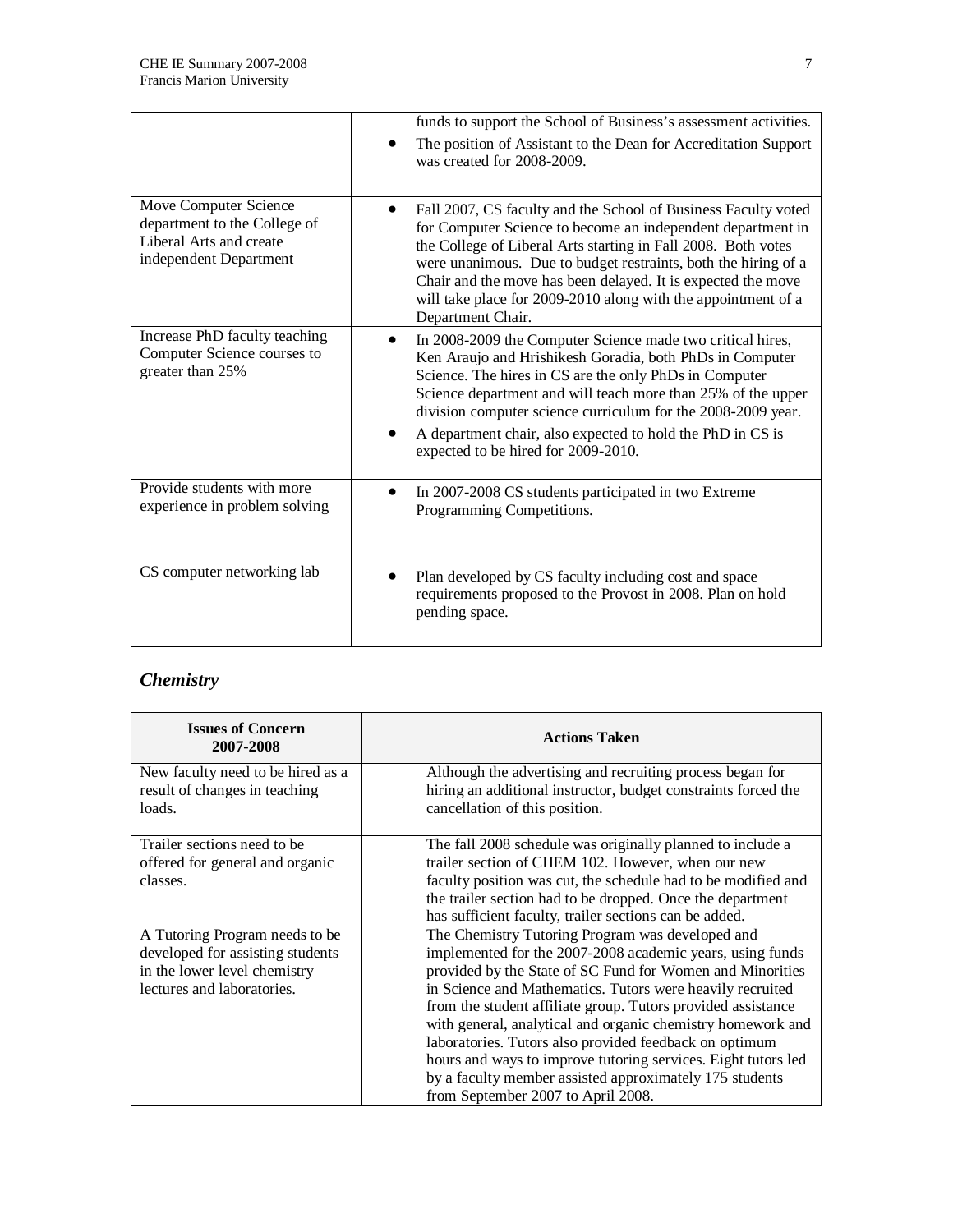| | |
|---|---|
| | funds to support the School of Business's assessment activities.<br>• The position of Assistant to the Dean for Accreditation Support was created for 2008-2009. |
| Move Computer Science department to the College of Liberal Arts and create independent Department | • Fall 2007, CS faculty and the School of Business Faculty voted for Computer Science to become an independent department in the College of Liberal Arts starting in Fall 2008. Both votes were unanimous. Due to budget restraints, both the hiring of a Chair and the move has been delayed. It is expected the move will take place for 2009-2010 along with the appointment of a Department Chair. |
| Increase PhD faculty teaching Computer Science courses to greater than 25% | • In 2008-2009 the Computer Science made two critical hires, Ken Araujo and Hrishikesh Goradia, both PhDs in Computer Science. The hires in CS are the only PhDs in Computer Science department and will teach more than 25% of the upper division computer science curriculum for the 2008-2009 year.<br>• A department chair, also expected to hold the PhD in CS is expected to be hired for 2009-2010. |
| Provide students with more experience in problem solving | • In 2007-2008 CS students participated in two Extreme Programming Competitions. |
| CS computer networking lab | • Plan developed by CS faculty including cost and space requirements proposed to the Provost in 2008. Plan on hold pending space. |

## *Chemistry*

| Issues of Concern 2007-2008 | Actions Taken |
|---|---|
| New faculty need to be hired as a result of changes in teaching loads. | Although the advertising and recruiting process began for hiring an additional instructor, budget constraints forced the cancellation of this position. |
| Trailer sections need to be offered for general and organic classes. | The fall 2008 schedule was originally planned to include a trailer section of CHEM 102. However, when our new faculty position was cut, the schedule had to be modified and the trailer section had to be dropped. Once the department has sufficient faculty, trailer sections can be added. |
| A Tutoring Program needs to be developed for assisting students in the lower level chemistry lectures and laboratories. | The Chemistry Tutoring Program was developed and implemented for the 2007-2008 academic years, using funds provided by the State of SC Fund for Women and Minorities in Science and Mathematics. Tutors were heavily recruited from the student affiliate group. Tutors provided assistance with general, analytical and organic chemistry homework and laboratories. Tutors also provided feedback on optimum hours and ways to improve tutoring services. Eight tutors led by a faculty member assisted approximately 175 students from September 2007 to April 2008. |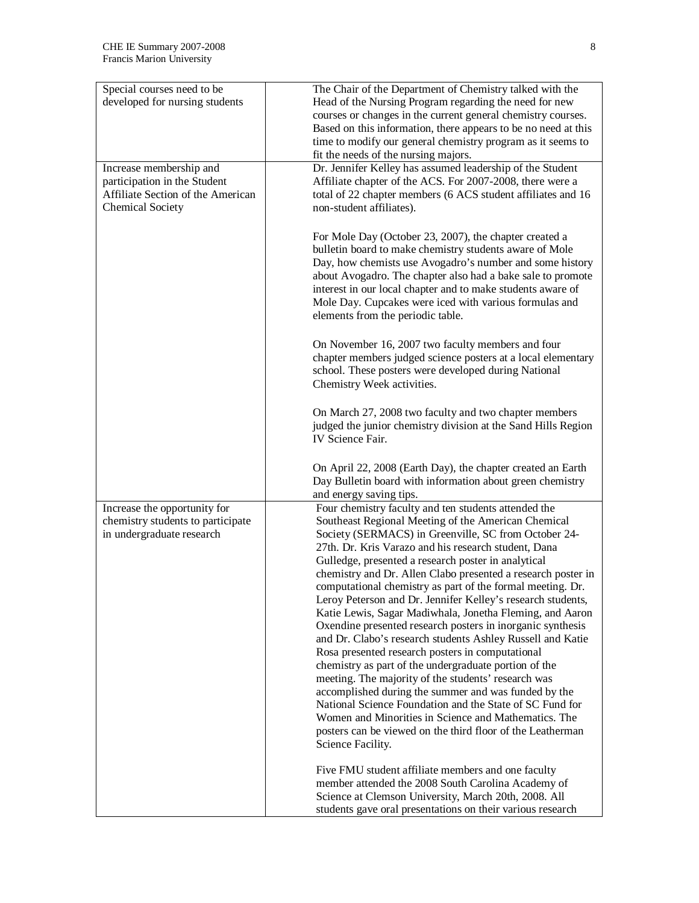| | |
|---|---|
| Special courses need to be developed for nursing students | The Chair of the Department of Chemistry talked with the Head of the Nursing Program regarding the need for new courses or changes in the current general chemistry courses. Based on this information, there appears to be no need at this time to modify our general chemistry program as it seems to fit the needs of the nursing majors. |
| Increase membership and participation in the Student Affiliate Section of the American Chemical Society | Dr. Jennifer Kelley has assumed leadership of the Student Affiliate chapter of the ACS. For 2007-2008, there were a total of 22 chapter members (6 ACS student affiliates and 16 non-student affiliates).<br><br>For Mole Day (October 23, 2007), the chapter created a bulletin board to make chemistry students aware of Mole Day, how chemists use Avogadro's number and some history about Avogadro. The chapter also had a bake sale to promote interest in our local chapter and to make students aware of Mole Day. Cupcakes were iced with various formulas and elements from the periodic table.<br><br>On November 16, 2007 two faculty members and four chapter members judged science posters at a local elementary school. These posters were developed during National Chemistry Week activities.<br><br>On March 27, 2008 two faculty and two chapter members judged the junior chemistry division at the Sand Hills Region IV Science Fair.<br><br>On April 22, 2008 (Earth Day), the chapter created an Earth Day Bulletin board with information about green chemistry and energy saving tips. |
| Increase the opportunity for chemistry students to participate in undergraduate research | Four chemistry faculty and ten students attended the Southeast Regional Meeting of the American Chemical Society (SERMACS) in Greenville, SC from October 24-27th. Dr. Kris Varazo and his research student, Dana Gulledge, presented a research poster in analytical chemistry and Dr. Allen Clabo presented a research poster in computational chemistry as part of the formal meeting. Dr. Leroy Peterson and Dr. Jennifer Kelley's research students, Katie Lewis, Sagar Madiwhala, Jonetha Fleming, and Aaron Oxendine presented research posters in inorganic synthesis and Dr. Clabo's research students Ashley Russell and Katie Rosa presented research posters in computational chemistry as part of the undergraduate portion of the meeting. The majority of the students' research was accomplished during the summer and was funded by the National Science Foundation and the State of SC Fund for Women and Minorities in Science and Mathematics. The posters can be viewed on the third floor of the Leatherman Science Facility.<br><br>Five FMU student affiliate members and one faculty member attended the 2008 South Carolina Academy of Science at Clemson University, March 20th, 2008. All students gave oral presentations on their various research |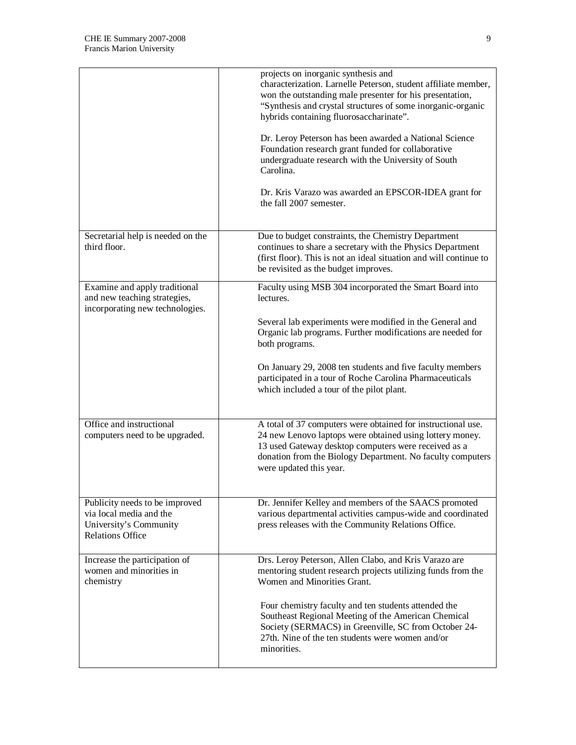| | |
|---|---|
| | projects on inorganic synthesis and characterization. Larnelle Peterson, student affiliate member, won the outstanding male presenter for his presentation, "Synthesis and crystal structures of some inorganic-organic hybrids containing fluorosaccharinate".<br><br>Dr. Leroy Peterson has been awarded a National Science Foundation research grant funded for collaborative undergraduate research with the University of South Carolina.<br><br>Dr. Kris Varazo was awarded an EPSCOR-IDEA grant for the fall 2007 semester. |
| Secretarial help is needed on the third floor. | Due to budget constraints, the Chemistry Department continues to share a secretary with the Physics Department (first floor). This is not an ideal situation and will continue to be revisited as the budget improves. |
| Examine and apply traditional and new teaching strategies, incorporating new technologies. | Faculty using MSB 304 incorporated the Smart Board into lectures.<br><br>Several lab experiments were modified in the General and Organic lab programs. Further modifications are needed for both programs.<br><br>On January 29, 2008 ten students and five faculty members participated in a tour of Roche Carolina Pharmaceuticals which included a tour of the pilot plant. |
| Office and instructional computers need to be upgraded. | A total of 37 computers were obtained for instructional use. 24 new Lenovo laptops were obtained using lottery money. 13 used Gateway desktop computers were received as a donation from the Biology Department. No faculty computers were updated this year. |
| Publicity needs to be improved via local media and the University's Community Relations Office | Dr. Jennifer Kelley and members of the SAACS promoted various departmental activities campus-wide and coordinated press releases with the Community Relations Office. |
| Increase the participation of women and minorities in chemistry | Drs. Leroy Peterson, Allen Clabo, and Kris Varazo are mentoring student research projects utilizing funds from the Women and Minorities Grant.<br><br>Four chemistry faculty and ten students attended the Southeast Regional Meeting of the American Chemical Society (SERMACS) in Greenville, SC from October 24-27th. Nine of the ten students were women and/or minorities. |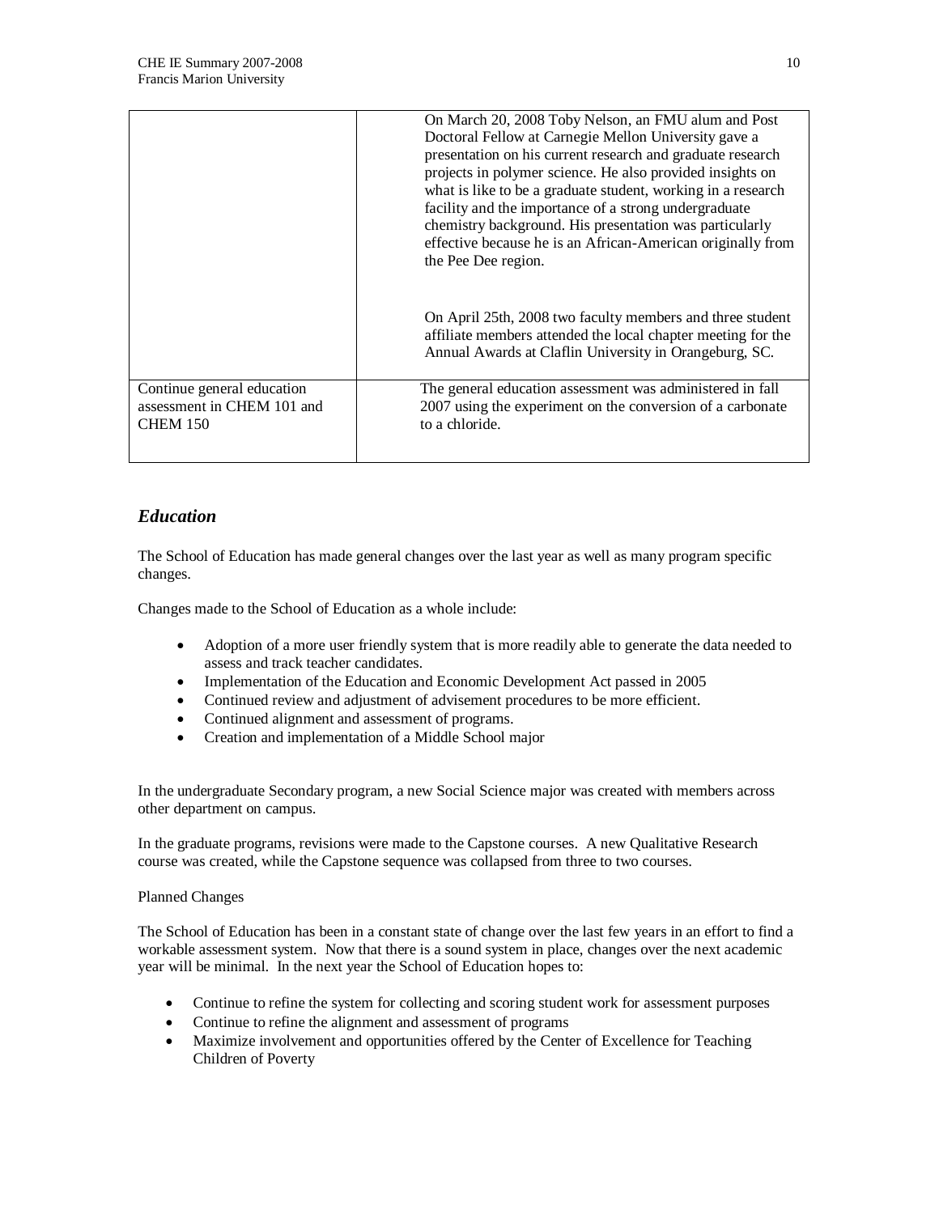| | |
|---|---|
| | On March 20, 2008 Toby Nelson, an FMU alum and Post Doctoral Fellow at Carnegie Mellon University gave a presentation on his current research and graduate research projects in polymer science. He also provided insights on what is like to be a graduate student, working in a research facility and the importance of a strong undergraduate chemistry background. His presentation was particularly effective because he is an African-American originally from the Pee Dee region.<br><br>On April 25th, 2008 two faculty members and three student affiliate members attended the local chapter meeting for the Annual Awards at Claflin University in Orangeburg, SC. |
| Continue general education assessment in CHEM 101 and CHEM 150 | The general education assessment was administered in fall 2007 using the experiment on the conversion of a carbonate to a chloride. |

## *Education*

The School of Education has made general changes over the last year as well as many program specific changes.

Changes made to the School of Education as a whole include:

- Adoption of a more user friendly system that is more readily able to generate the data needed to assess and track teacher candidates.
- Implementation of the Education and Economic Development Act passed in 2005
- Continued review and adjustment of advisement procedures to be more efficient.
- Continued alignment and assessment of programs.
- Creation and implementation of a Middle School major

In the undergraduate Secondary program, a new Social Science major was created with members across other department on campus.

In the graduate programs, revisions were made to the Capstone courses. A new Qualitative Research course was created, while the Capstone sequence was collapsed from three to two courses.

Planned Changes

The School of Education has been in a constant state of change over the last few years in an effort to find a workable assessment system. Now that there is a sound system in place, changes over the next academic year will be minimal. In the next year the School of Education hopes to:

- Continue to refine the system for collecting and scoring student work for assessment purposes
- Continue to refine the alignment and assessment of programs
- Maximize involvement and opportunities offered by the Center of Excellence for Teaching Children of Poverty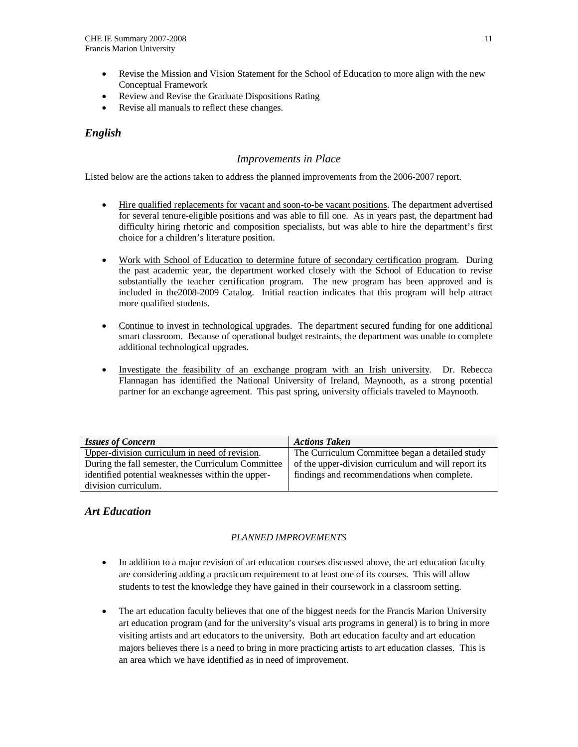- Revise the Mission and Vision Statement for the School of Education to more align with the new Conceptual Framework
- Review and Revise the Graduate Dispositions Rating
- Revise all manuals to reflect these changes.

## *English*

### *Improvements in Place*

Listed below are the actions taken to address the planned improvements from the 2006-2007 report.

- <u>Hire qualified replacements for vacant and soon-to-be vacant positions</u>. The department advertised for several tenure-eligible positions and was able to fill one. As in years past, the department had difficulty hiring rhetoric and composition specialists, but was able to hire the department's first choice for a children's literature position.

- <u>Work with School of Education to determine future of secondary certification program</u>. During the past academic year, the department worked closely with the School of Education to revise substantially the teacher certification program. The new program has been approved and is included in the2008-2009 Catalog. Initial reaction indicates that this program will help attract more qualified students.

- <u>Continue to invest in technological upgrades</u>. The department secured funding for one additional smart classroom. Because of operational budget restraints, the department was unable to complete additional technological upgrades.

- <u>Investigate the feasibility of an exchange program with an Irish university</u>. Dr. Rebecca Flannagan has identified the National University of Ireland, Maynooth, as a strong potential partner for an exchange agreement. This past spring, university officials traveled to Maynooth.

| *Issues of Concern* | *Actions Taken* |
|---|---|
| <u>Upper-division curriculum in need of revision</u>. During the fall semester, the Curriculum Committee identified potential weaknesses within the upper-division curriculum. | The Curriculum Committee began a detailed study of the upper-division curriculum and will report its findings and recommendations when complete. |

## *Art Education*

### *PLANNED IMPROVEMENTS*

- In addition to a major revision of art education courses discussed above, the art education faculty are considering adding a practicum requirement to at least one of its courses. This will allow students to test the knowledge they have gained in their coursework in a classroom setting.

- The art education faculty believes that one of the biggest needs for the Francis Marion University art education program (and for the university's visual arts programs in general) is to bring in more visiting artists and art educators to the university. Both art education faculty and art education majors believes there is a need to bring in more practicing artists to art education classes. This is an area which we have identified as in need of improvement.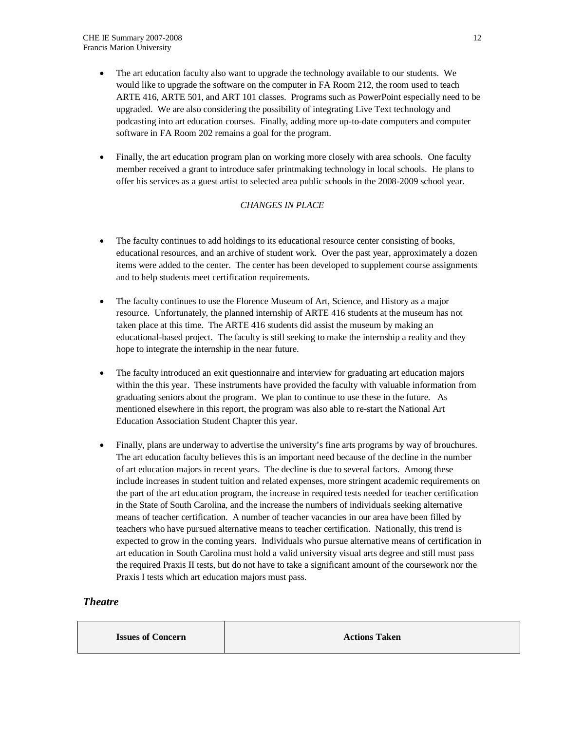- The art education faculty also want to upgrade the technology available to our students. We would like to upgrade the software on the computer in FA Room 212, the room used to teach ARTE 416, ARTE 501, and ART 101 classes. Programs such as PowerPoint especially need to be upgraded. We are also considering the possibility of integrating Live Text technology and podcasting into art education courses. Finally, adding more up-to-date computers and computer software in FA Room 202 remains a goal for the program.

- Finally, the art education program plan on working more closely with area schools. One faculty member received a grant to introduce safer printmaking technology in local schools. He plans to offer his services as a guest artist to selected area public schools in the 2008-2009 school year.

*CHANGES IN PLACE*

- The faculty continues to add holdings to its educational resource center consisting of books, educational resources, and an archive of student work. Over the past year, approximately a dozen items were added to the center. The center has been developed to supplement course assignments and to help students meet certification requirements.

- The faculty continues to use the Florence Museum of Art, Science, and History as a major resource. Unfortunately, the planned internship of ARTE 416 students at the museum has not taken place at this time. The ARTE 416 students did assist the museum by making an educational-based project. The faculty is still seeking to make the internship a reality and they hope to integrate the internship in the near future.

- The faculty introduced an exit questionnaire and interview for graduating art education majors within the this year. These instruments have provided the faculty with valuable information from graduating seniors about the program. We plan to continue to use these in the future. As mentioned elsewhere in this report, the program was also able to re-start the National Art Education Association Student Chapter this year.

- Finally, plans are underway to advertise the university's fine arts programs by way of brouchures. The art education faculty believes this is an important need because of the decline in the number of art education majors in recent years. The decline is due to several factors. Among these include increases in student tuition and related expenses, more stringent academic requirements on the part of the art education program, the increase in required tests needed for teacher certification in the State of South Carolina, and the increase the numbers of individuals seeking alternative means of teacher certification. A number of teacher vacancies in our area have been filled by teachers who have pursued alternative means to teacher certification. Nationally, this trend is expected to grow in the coming years. Individuals who pursue alternative means of certification in art education in South Carolina must hold a valid university visual arts degree and still must pass the required Praxis II tests, but do not have to take a significant amount of the coursework nor the Praxis I tests which art education majors must pass.

### *Theatre*

| Issues of Concern | Actions Taken |
| --- | --- |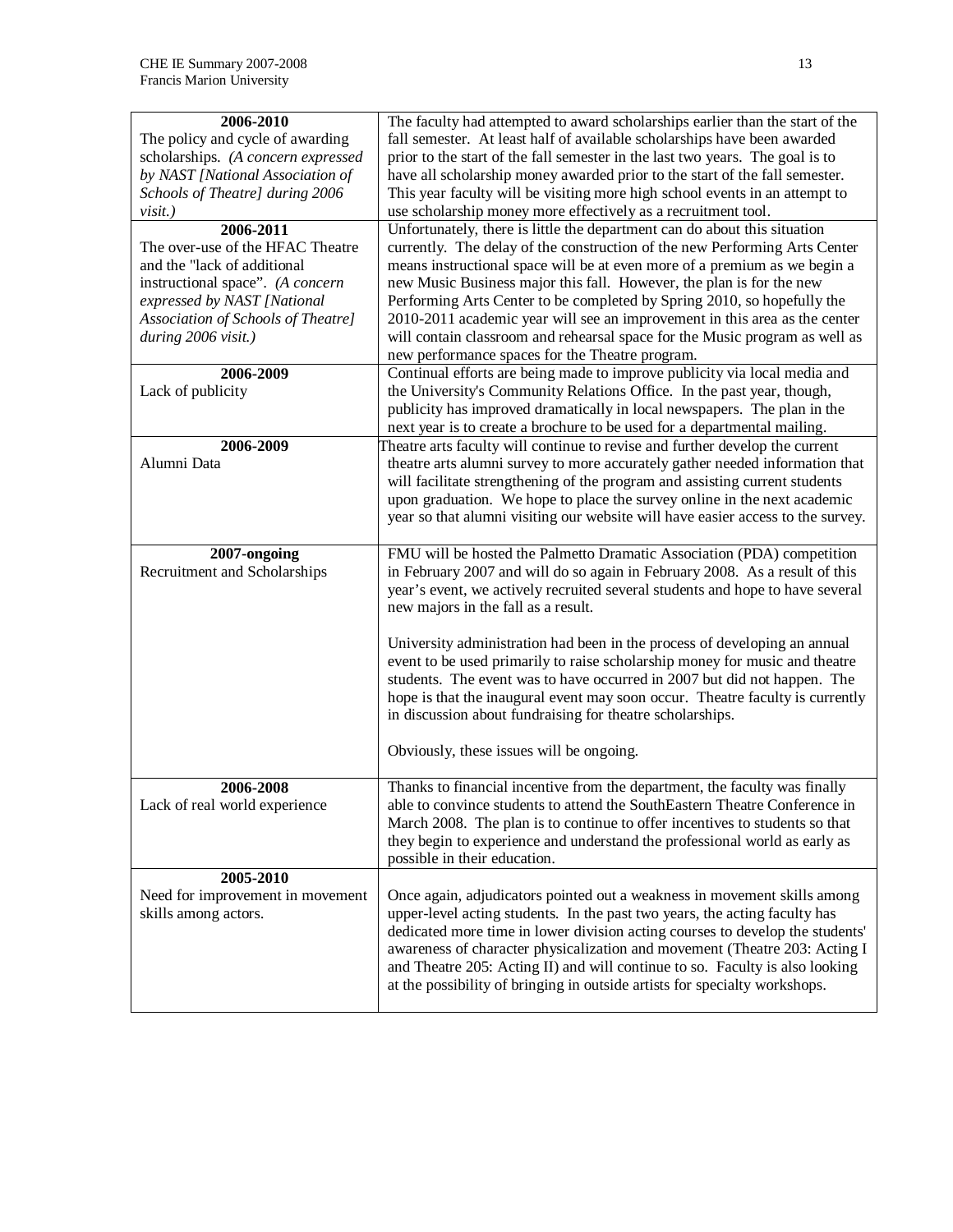| | |
|---|---|
| **2006-2010**<br>The policy and cycle of awarding scholarships. *(A concern expressed by NAST [National Association of Schools of Theatre] during 2006 visit.)* | The faculty had attempted to award scholarships earlier than the start of the fall semester. At least half of available scholarships have been awarded prior to the start of the fall semester in the last two years. The goal is to have all scholarship money awarded prior to the start of the fall semester. This year faculty will be visiting more high school events in an attempt to use scholarship money more effectively as a recruitment tool. |
| **2006-2011**<br>The over-use of the HFAC Theatre and the "lack of additional instructional space". *(A concern expressed by NAST [National Association of Schools of Theatre] during 2006 visit.)* | Unfortunately, there is little the department can do about this situation currently. The delay of the construction of the new Performing Arts Center means instructional space will be at even more of a premium as we begin a new Music Business major this fall. However, the plan is for the new Performing Arts Center to be completed by Spring 2010, so hopefully the 2010-2011 academic year will see an improvement in this area as the center will contain classroom and rehearsal space for the Music program as well as new performance spaces for the Theatre program. |
| **2006-2009**<br>Lack of publicity | Continual efforts are being made to improve publicity via local media and the University's Community Relations Office. In the past year, though, publicity has improved dramatically in local newspapers. The plan in the next year is to create a brochure to be used for a departmental mailing. |
| **2006-2009**<br>Alumni Data | Theatre arts faculty will continue to revise and further develop the current theatre arts alumni survey to more accurately gather needed information that will facilitate strengthening of the program and assisting current students upon graduation. We hope to place the survey online in the next academic year so that alumni visiting our website will have easier access to the survey. |
| **2007-ongoing**<br>Recruitment and Scholarships | FMU will be hosted the Palmetto Dramatic Association (PDA) competition in February 2007 and will do so again in February 2008. As a result of this year's event, we actively recruited several students and hope to have several new majors in the fall as a result.<br><br>University administration had been in the process of developing an annual event to be used primarily to raise scholarship money for music and theatre students. The event was to have occurred in 2007 but did not happen. The hope is that the inaugural event may soon occur. Theatre faculty is currently in discussion about fundraising for theatre scholarships.<br><br>Obviously, these issues will be ongoing. |
| **2006-2008**<br>Lack of real world experience | Thanks to financial incentive from the department, the faculty was finally able to convince students to attend the SouthEastern Theatre Conference in March 2008. The plan is to continue to offer incentives to students so that they begin to experience and understand the professional world as early as possible in their education. |
| **2005-2010**<br>Need for improvement in movement skills among actors. | Once again, adjudicators pointed out a weakness in movement skills among upper-level acting students. In the past two years, the acting faculty has dedicated more time in lower division acting courses to develop the students' awareness of character physicalization and movement (Theatre 203: Acting I and Theatre 205: Acting II) and will continue to so. Faculty is also looking at the possibility of bringing in outside artists for specialty workshops. |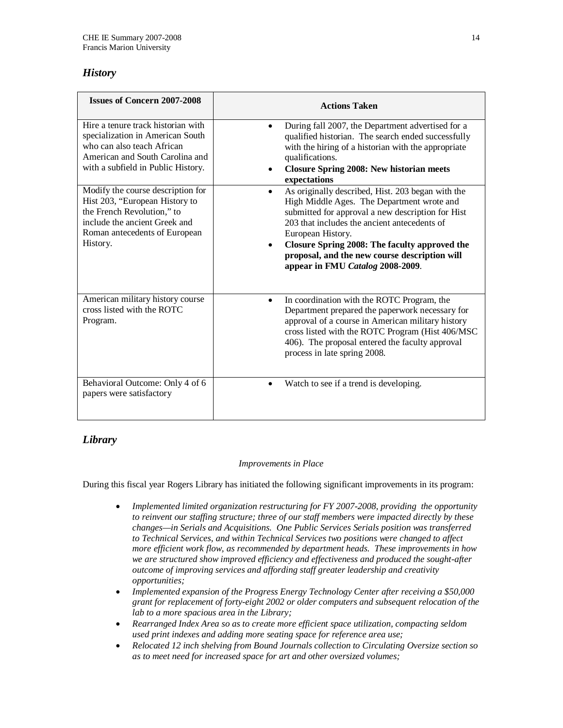## *History*

| Issues of Concern 2007-2008 | Actions Taken |
|---|---|
| Hire a tenure track historian with specialization in American South who can also teach African American and South Carolina and with a subfield in Public History. | • During fall 2007, the Department advertised for a qualified historian. The search ended successfully with the hiring of a historian with the appropriate qualifications.<br>• **Closure Spring 2008: New historian meets expectations** |
| Modify the course description for Hist 203, "European History to the French Revolution," to include the ancient Greek and Roman antecedents of European History. | • As originally described, Hist. 203 began with the High Middle Ages. The Department wrote and submitted for approval a new description for Hist 203 that includes the ancient antecedents of European History.<br>• **Closure Spring 2008: The faculty approved the proposal, and the new course description will appear in FMU *Catalog* 2008-2009**. |
| American military history course cross listed with the ROTC Program. | • In coordination with the ROTC Program, the Department prepared the paperwork necessary for approval of a course in American military history cross listed with the ROTC Program (Hist 406/MSC 406). The proposal entered the faculty approval process in late spring 2008. |
| Behavioral Outcome: Only 4 of 6 papers were satisfactory | • Watch to see if a trend is developing. |

## *Library*

*Improvements in Place*

During this fiscal year Rogers Library has initiated the following significant improvements in its program:

- *Implemented limited organization restructuring for FY 2007-2008, providing the opportunity to reinvent our staffing structure; three of our staff members were impacted directly by these changes—in Serials and Acquisitions. One Public Services Serials position was transferred to Technical Services, and within Technical Services two positions were changed to affect more efficient work flow, as recommended by department heads. These improvements in how we are structured show improved efficiency and effectiveness and produced the sought-after outcome of improving services and affording staff greater leadership and creativity opportunities;*
- *Implemented expansion of the Progress Energy Technology Center after receiving a $50,000 grant for replacement of forty-eight 2002 or older computers and subsequent relocation of the lab to a more spacious area in the Library;*
- *Rearranged Index Area so as to create more efficient space utilization, compacting seldom used print indexes and adding more seating space for reference area use;*
- *Relocated 12 inch shelving from Bound Journals collection to Circulating Oversize section so as to meet need for increased space for art and other oversized volumes;*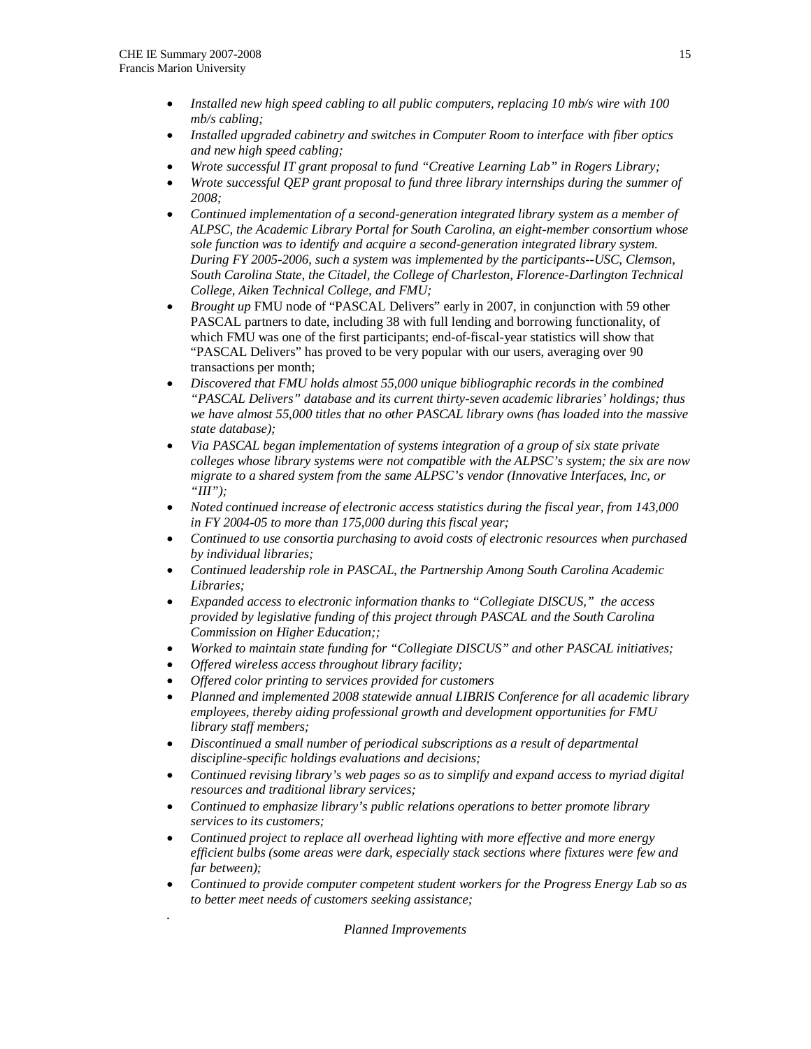- *Installed new high speed cabling to all public computers, replacing 10 mb/s wire with 100 mb/s cabling;*
- *Installed upgraded cabinetry and switches in Computer Room to interface with fiber optics and new high speed cabling;*
- *Wrote successful IT grant proposal to fund "Creative Learning Lab" in Rogers Library;*
- *Wrote successful QEP grant proposal to fund three library internships during the summer of 2008;*
- *Continued implementation of a second-generation integrated library system as a member of ALPSC, the Academic Library Portal for South Carolina, an eight-member consortium whose sole function was to identify and acquire a second-generation integrated library system. During FY 2005-2006, such a system was implemented by the participants--USC, Clemson, South Carolina State, the Citadel, the College of Charleston, Florence-Darlington Technical College, Aiken Technical College, and FMU;*
- *Brought up* FMU node of "PASCAL Delivers" early in 2007, in conjunction with 59 other PASCAL partners to date, including 38 with full lending and borrowing functionality, of which FMU was one of the first participants; end-of-fiscal-year statistics will show that "PASCAL Delivers" has proved to be very popular with our users, averaging over 90 transactions per month;
- *Discovered that FMU holds almost 55,000 unique bibliographic records in the combined "PASCAL Delivers" database and its current thirty-seven academic libraries' holdings; thus we have almost 55,000 titles that no other PASCAL library owns (has loaded into the massive state database);*
- *Via PASCAL began implementation of systems integration of a group of six state private colleges whose library systems were not compatible with the ALPSC's system; the six are now migrate to a shared system from the same ALPSC's vendor (Innovative Interfaces, Inc, or "III");*
- *Noted continued increase of electronic access statistics during the fiscal year, from 143,000 in FY 2004-05 to more than 175,000 during this fiscal year;*
- *Continued to use consortia purchasing to avoid costs of electronic resources when purchased by individual libraries;*
- *Continued leadership role in PASCAL, the Partnership Among South Carolina Academic Libraries;*
- *Expanded access to electronic information thanks to "Collegiate DISCUS," the access provided by legislative funding of this project through PASCAL and the South Carolina Commission on Higher Education;;*
- *Worked to maintain state funding for "Collegiate DISCUS" and other PASCAL initiatives;*
- *Offered wireless access throughout library facility;*
- *Offered color printing to services provided for customers*
- *Planned and implemented 2008 statewide annual LIBRIS Conference for all academic library employees, thereby aiding professional growth and development opportunities for FMU library staff members;*
- *Discontinued a small number of periodical subscriptions as a result of departmental discipline-specific holdings evaluations and decisions;*
- *Continued revising library's web pages so as to simplify and expand access to myriad digital resources and traditional library services;*
- *Continued to emphasize library's public relations operations to better promote library services to its customers;*
- *Continued project to replace all overhead lighting with more effective and more energy efficient bulbs (some areas were dark, especially stack sections where fixtures were few and far between);*
- *Continued to provide computer competent student workers for the Progress Energy Lab so as to better meet needs of customers seeking assistance;*

.

*Planned Improvements*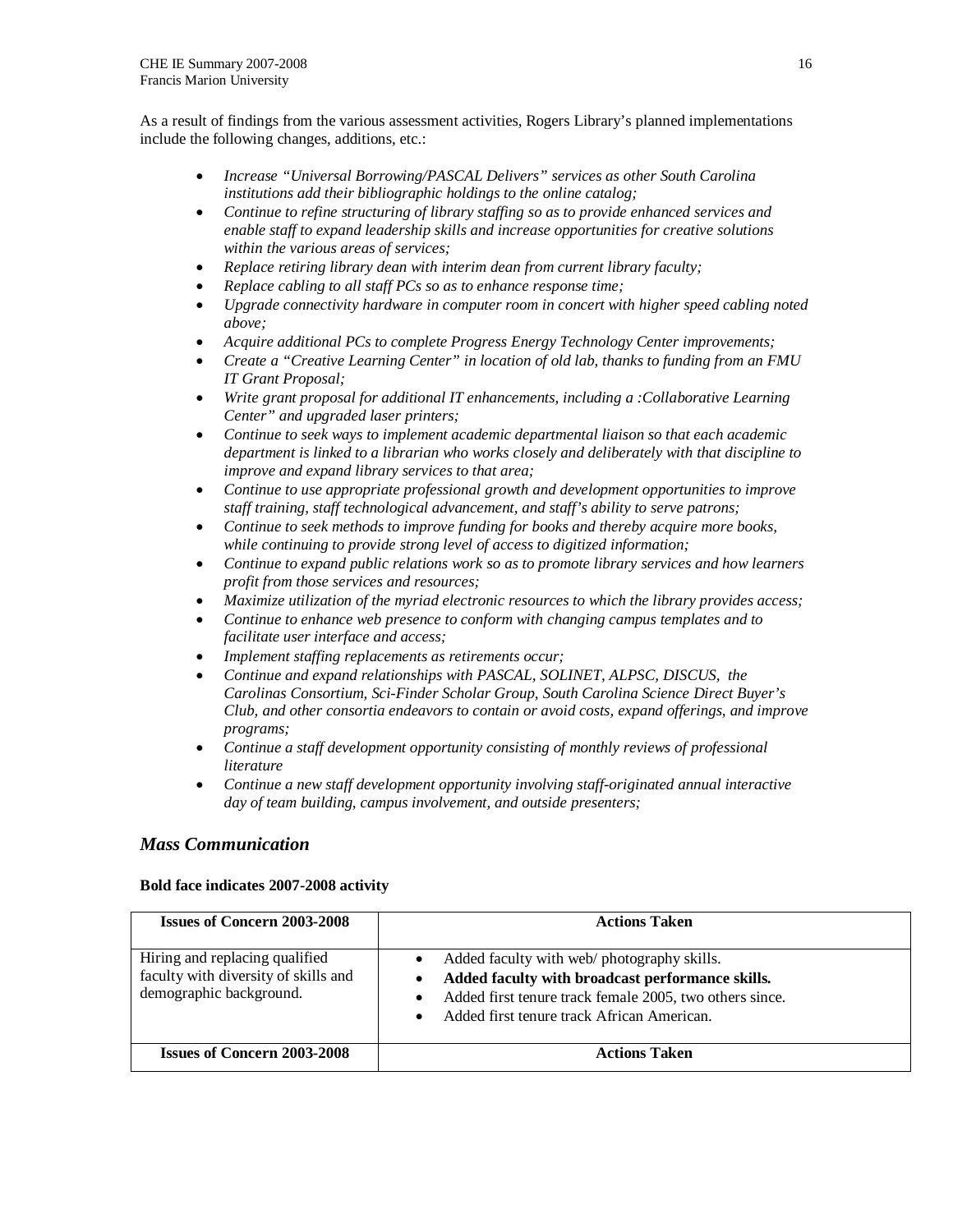As a result of findings from the various assessment activities, Rogers Library's planned implementations include the following changes, additions, etc.:

- *Increase "Universal Borrowing/PASCAL Delivers" services as other South Carolina institutions add their bibliographic holdings to the online catalog;*
- *Continue to refine structuring of library staffing so as to provide enhanced services and enable staff to expand leadership skills and increase opportunities for creative solutions within the various areas of services;*
- *Replace retiring library dean with interim dean from current library faculty;*
- *Replace cabling to all staff PCs so as to enhance response time;*
- *Upgrade connectivity hardware in computer room in concert with higher speed cabling noted above;*
- *Acquire additional PCs to complete Progress Energy Technology Center improvements;*
- *Create a "Creative Learning Center" in location of old lab, thanks to funding from an FMU IT Grant Proposal;*
- *Write grant proposal for additional IT enhancements, including a :Collaborative Learning Center" and upgraded laser printers;*
- *Continue to seek ways to implement academic departmental liaison so that each academic department is linked to a librarian who works closely and deliberately with that discipline to improve and expand library services to that area;*
- *Continue to use appropriate professional growth and development opportunities to improve staff training, staff technological advancement, and staff's ability to serve patrons;*
- *Continue to seek methods to improve funding for books and thereby acquire more books, while continuing to provide strong level of access to digitized information;*
- *Continue to expand public relations work so as to promote library services and how learners profit from those services and resources;*
- *Maximize utilization of the myriad electronic resources to which the library provides access;*
- *Continue to enhance web presence to conform with changing campus templates and to facilitate user interface and access;*
- *Implement staffing replacements as retirements occur;*
- *Continue and expand relationships with PASCAL, SOLINET, ALPSC, DISCUS, the Carolinas Consortium, Sci-Finder Scholar Group, South Carolina Science Direct Buyer's Club, and other consortia endeavors to contain or avoid costs, expand offerings, and improve programs;*
- *Continue a staff development opportunity consisting of monthly reviews of professional literature*
- *Continue a new staff development opportunity involving staff-originated annual interactive day of team building, campus involvement, and outside presenters;*

## *Mass Communication*

**Bold face indicates 2007-2008 activity**

| Issues of Concern 2003-2008 | Actions Taken |
|---|---|
| Hiring and replacing qualified faculty with diversity of skills and demographic background. | • Added faculty with web/ photography skills.<br>• **Added faculty with broadcast performance skills.**<br>• Added first tenure track female 2005, two others since.<br>• Added first tenure track African American. |
| **Issues of Concern 2003-2008** | **Actions Taken** |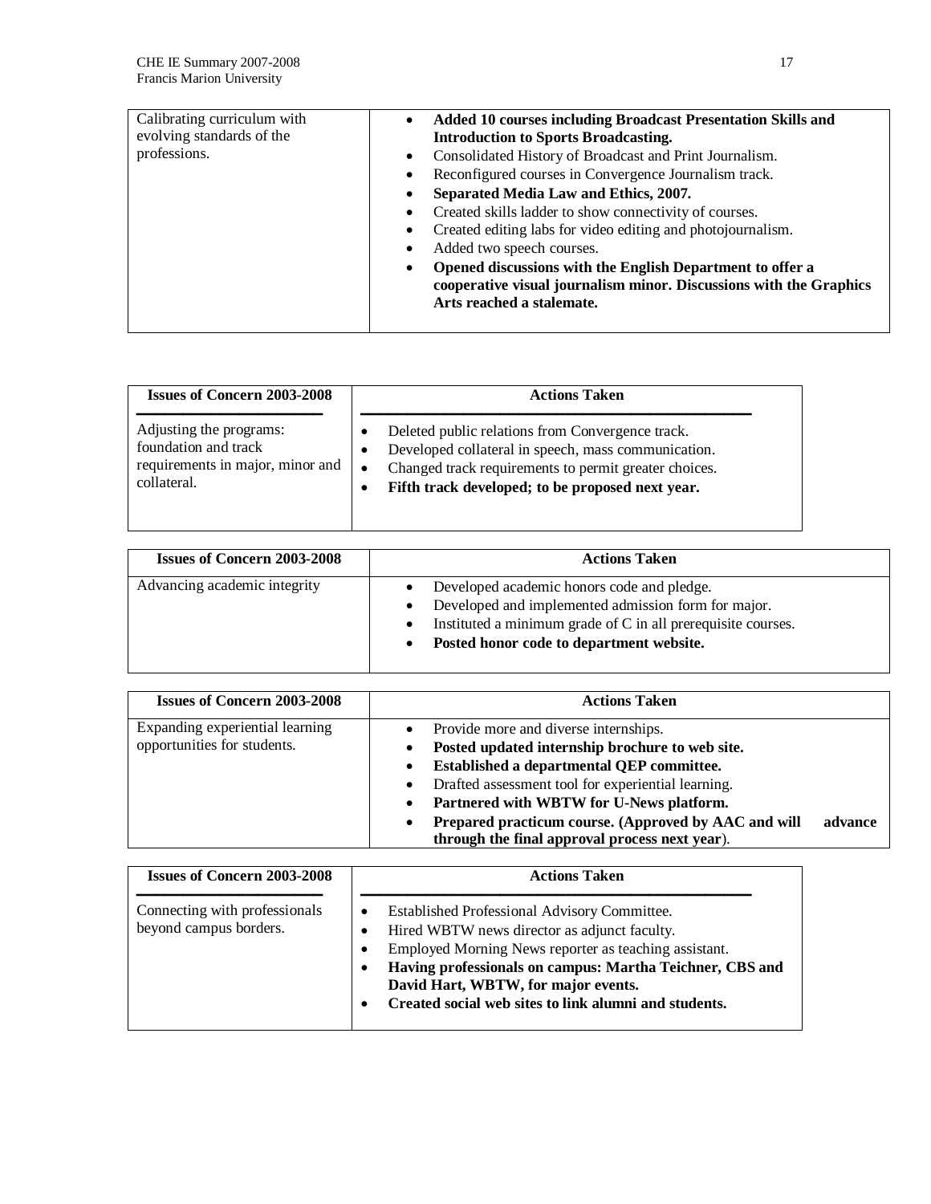| | |
|---|---|
| Calibrating curriculum with evolving standards of the professions. | • **Added 10 courses including Broadcast Presentation Skills and Introduction to Sports Broadcasting.**<br>• Consolidated History of Broadcast and Print Journalism.<br>• Reconfigured courses in Convergence Journalism track.<br>• **Separated Media Law and Ethics, 2007.**<br>• Created skills ladder to show connectivity of courses.<br>• Created editing labs for video editing and photojournalism.<br>• Added two speech courses.<br>• **Opened discussions with the English Department to offer a cooperative visual journalism minor. Discussions with the Graphics Arts reached a stalemate.** |

| Issues of Concern 2003-2008 | Actions Taken |
|---|---|
| Adjusting the programs: foundation and track requirements in major, minor and collateral. | • Deleted public relations from Convergence track.<br>• Developed collateral in speech, mass communication.<br>• Changed track requirements to permit greater choices.<br>• **Fifth track developed; to be proposed next year.** |

| Issues of Concern 2003-2008 | Actions Taken |
|---|---|
| Advancing academic integrity | • Developed academic honors code and pledge.<br>• Developed and implemented admission form for major.<br>• Instituted a minimum grade of C in all prerequisite courses.<br>• **Posted honor code to department website.** |

| Issues of Concern 2003-2008 | Actions Taken |
|---|---|
| Expanding experiential learning opportunities for students. | • Provide more and diverse internships.<br>• **Posted updated internship brochure to web site.**<br>• **Established a departmental QEP committee.**<br>• Drafted assessment tool for experiential learning.<br>• **Partnered with WBTW for U-News platform.**<br>• **Prepared practicum course. (Approved by AAC and will advance through the final approval process next year**). |

| Issues of Concern 2003-2008 | Actions Taken |
|---|---|
| Connecting with professionals beyond campus borders. | • Established Professional Advisory Committee.<br>• Hired WBTW news director as adjunct faculty.<br>• Employed Morning News reporter as teaching assistant.<br>• **Having professionals on campus: Martha Teichner, CBS and David Hart, WBTW, for major events.**<br>• **Created social web sites to link alumni and students.** |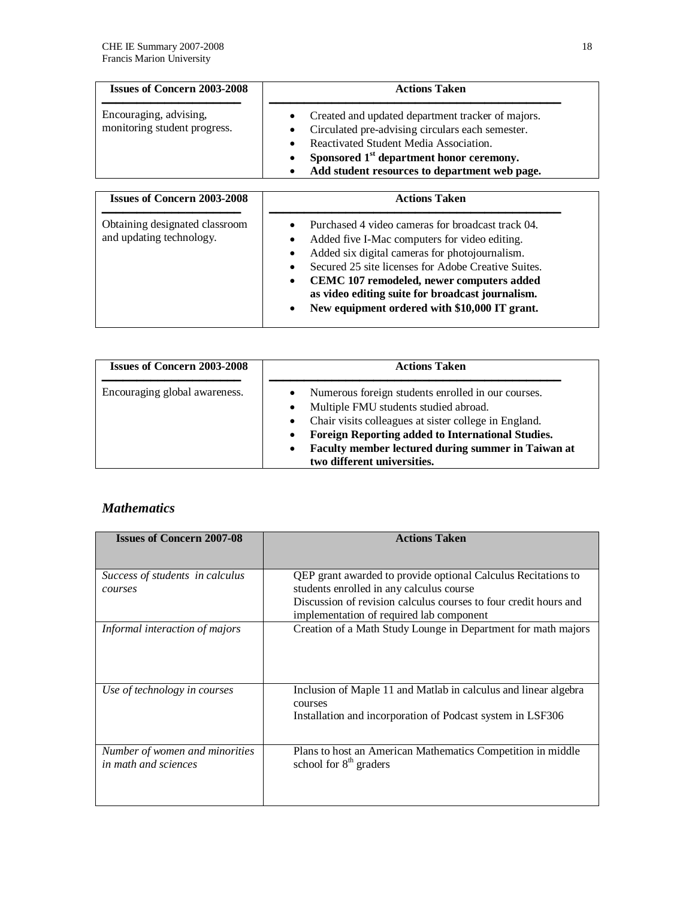| Issues of Concern 2003-2008 | Actions Taken |
| --- | --- |
| Encouraging, advising, monitoring student progress. | • Created and updated department tracker of majors.<br>• Circulated pre-advising circulars each semester.<br>• Reactivated Student Media Association.<br>• **Sponsored 1st department honor ceremony.**<br>• **Add student resources to department web page.** |

| Issues of Concern 2003-2008 | Actions Taken |
| --- | --- |
| Obtaining designated classroom and updating technology. | • Purchased 4 video cameras for broadcast track 04.<br>• Added five I-Mac computers for video editing.<br>• Added six digital cameras for photojournalism.<br>• Secured 25 site licenses for Adobe Creative Suites.<br>• **CEMC 107 remodeled, newer computers added as video editing suite for broadcast journalism.**<br>• **New equipment ordered with $10,000 IT grant.** |

| Issues of Concern 2003-2008 | Actions Taken |
| --- | --- |
| Encouraging global awareness. | • Numerous foreign students enrolled in our courses.<br>• Multiple FMU students studied abroad.<br>• Chair visits colleagues at sister college in England.<br>• **Foreign Reporting added to International Studies.**<br>• **Faculty member lectured during summer in Taiwan at two different universities.** |

### *Mathematics*

| Issues of Concern 2007-08 | Actions Taken |
| --- | --- |
| *Success of students in calculus courses* | QEP grant awarded to provide optional Calculus Recitations to students enrolled in any calculus course<br>Discussion of revision calculus courses to four credit hours and implementation of required lab component |
| *Informal interaction of majors* | Creation of a Math Study Lounge in Department for math majors |
| *Use of technology in courses* | Inclusion of Maple 11 and Matlab in calculus and linear algebra courses<br>Installation and incorporation of Podcast system in LSF306 |
| *Number of women and minorities in math and sciences* | Plans to host an American Mathematics Competition in middle school for 8th graders |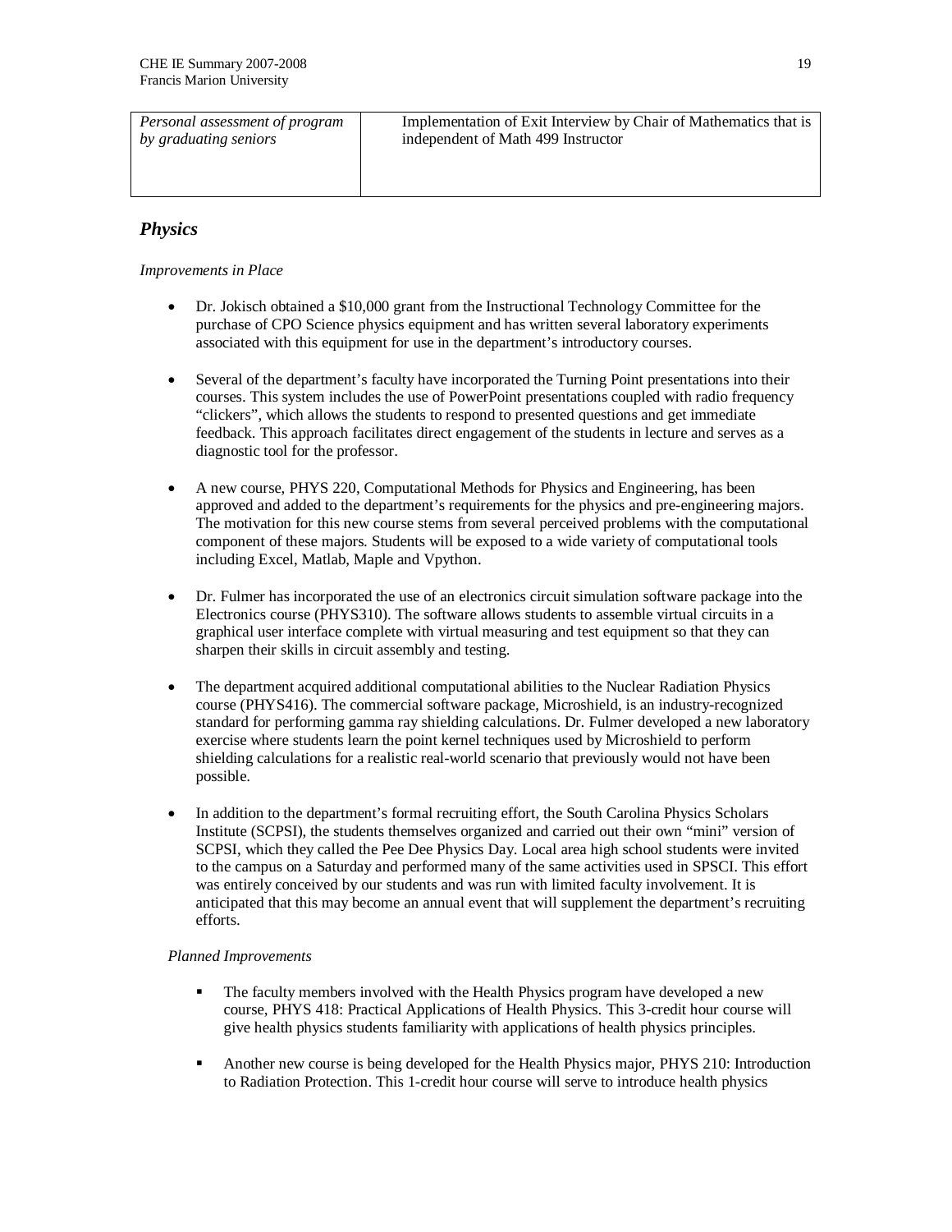| *Personal assessment of program by graduating seniors* | Implementation of Exit Interview by Chair of Mathematics that is independent of Math 499 Instructor |
|---|---|

## *Physics*

*Improvements in Place*

- Dr. Jokisch obtained a $10,000 grant from the Instructional Technology Committee for the purchase of CPO Science physics equipment and has written several laboratory experiments associated with this equipment for use in the department's introductory courses.

- Several of the department's faculty have incorporated the Turning Point presentations into their courses. This system includes the use of PowerPoint presentations coupled with radio frequency "clickers", which allows the students to respond to presented questions and get immediate feedback. This approach facilitates direct engagement of the students in lecture and serves as a diagnostic tool for the professor.

- A new course, PHYS 220, Computational Methods for Physics and Engineering, has been approved and added to the department's requirements for the physics and pre-engineering majors. The motivation for this new course stems from several perceived problems with the computational component of these majors. Students will be exposed to a wide variety of computational tools including Excel, Matlab, Maple and Vpython.

- Dr. Fulmer has incorporated the use of an electronics circuit simulation software package into the Electronics course (PHYS310). The software allows students to assemble virtual circuits in a graphical user interface complete with virtual measuring and test equipment so that they can sharpen their skills in circuit assembly and testing.

- The department acquired additional computational abilities to the Nuclear Radiation Physics course (PHYS416). The commercial software package, Microshield, is an industry-recognized standard for performing gamma ray shielding calculations. Dr. Fulmer developed a new laboratory exercise where students learn the point kernel techniques used by Microshield to perform shielding calculations for a realistic real-world scenario that previously would not have been possible.

- In addition to the department's formal recruiting effort, the South Carolina Physics Scholars Institute (SCPSI), the students themselves organized and carried out their own "mini" version of SCPSI, which they called the Pee Dee Physics Day. Local area high school students were invited to the campus on a Saturday and performed many of the same activities used in SPSCI. This effort was entirely conceived by our students and was run with limited faculty involvement. It is anticipated that this may become an annual event that will supplement the department's recruiting efforts.

*Planned Improvements*

- The faculty members involved with the Health Physics program have developed a new course, PHYS 418: Practical Applications of Health Physics. This 3-credit hour course will give health physics students familiarity with applications of health physics principles.

- Another new course is being developed for the Health Physics major, PHYS 210: Introduction to Radiation Protection. This 1-credit hour course will serve to introduce health physics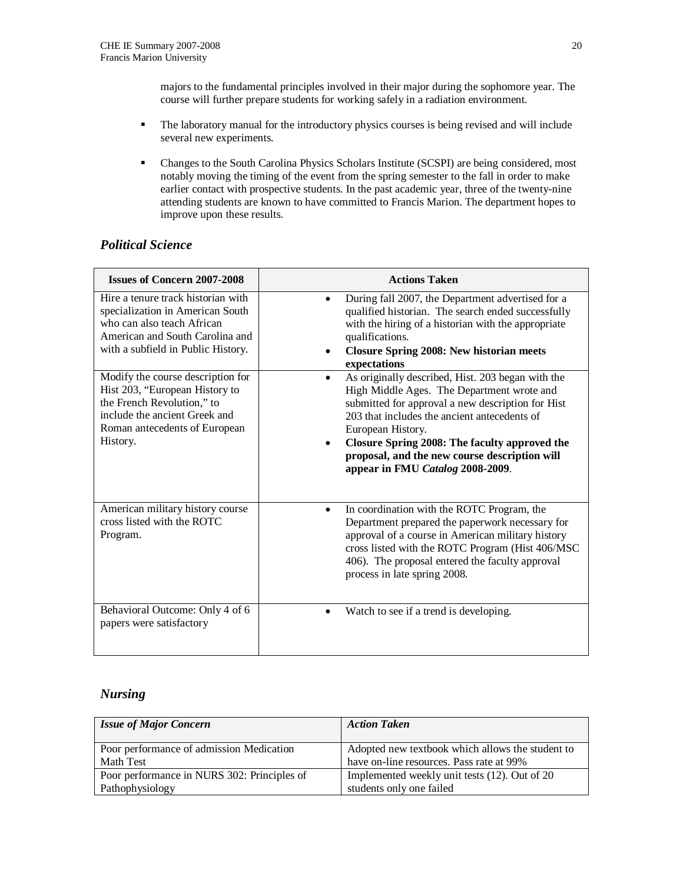majors to the fundamental principles involved in their major during the sophomore year. The course will further prepare students for working safely in a radiation environment.

- The laboratory manual for the introductory physics courses is being revised and will include several new experiments.
- Changes to the South Carolina Physics Scholars Institute (SCSPI) are being considered, most notably moving the timing of the event from the spring semester to the fall in order to make earlier contact with prospective students. In the past academic year, three of the twenty-nine attending students are known to have committed to Francis Marion. The department hopes to improve upon these results.

## *Political Science*

| Issues of Concern 2007-2008 | Actions Taken |
|---|---|
| Hire a tenure track historian with specialization in American South who can also teach African American and South Carolina and with a subfield in Public History. | • During fall 2007, the Department advertised for a qualified historian. The search ended successfully with the hiring of a historian with the appropriate qualifications.<br>• **Closure Spring 2008: New historian meets expectations** |
| Modify the course description for Hist 203, "European History to the French Revolution," to include the ancient Greek and Roman antecedents of European History. | • As originally described, Hist. 203 began with the High Middle Ages. The Department wrote and submitted for approval a new description for Hist 203 that includes the ancient antecedents of European History.<br>• **Closure Spring 2008: The faculty approved the proposal, and the new course description will appear in FMU *Catalog* 2008-2009**. |
| American military history course cross listed with the ROTC Program. | • In coordination with the ROTC Program, the Department prepared the paperwork necessary for approval of a course in American military history cross listed with the ROTC Program (Hist 406/MSC 406). The proposal entered the faculty approval process in late spring 2008. |
| Behavioral Outcome: Only 4 of 6 papers were satisfactory | • Watch to see if a trend is developing. |

## *Nursing*

| *Issue of Major Concern* | *Action Taken* |
|---|---|
| Poor performance of admission Medication Math Test | Adopted new textbook which allows the student to have on-line resources. Pass rate at 99% |
| Poor performance in NURS 302: Principles of Pathophysiology | Implemented weekly unit tests (12). Out of 20 students only one failed |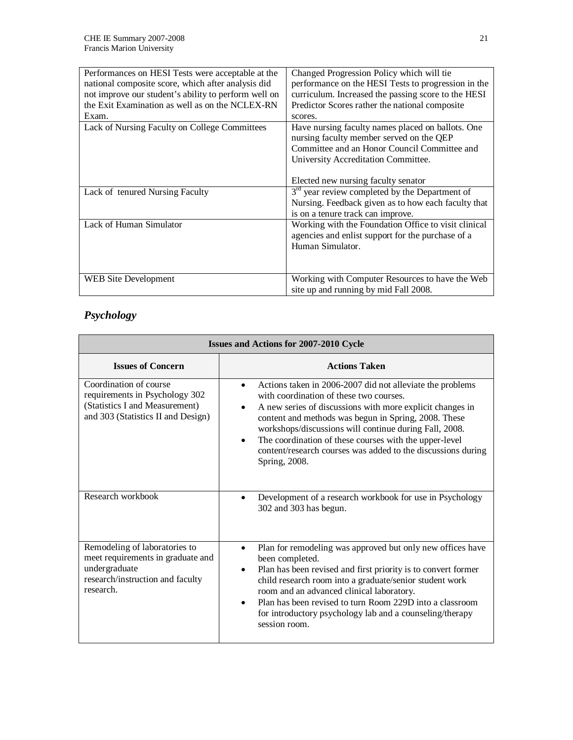| | |
|---|---|
| Performances on HESI Tests were acceptable at the national composite score, which after analysis did not improve our student's ability to perform well on the Exit Examination as well as on the NCLEX-RN Exam. | Changed Progression Policy which will tie performance on the HESI Tests to progression in the curriculum. Increased the passing score to the HESI Predictor Scores rather the national composite scores. |
| Lack of Nursing Faculty on College Committees | Have nursing faculty names placed on ballots. One nursing faculty member served on the QEP Committee and an Honor Council Committee and University Accreditation Committee.<br><br>Elected new nursing faculty senator |
| Lack of tenured Nursing Faculty | 3rd year review completed by the Department of Nursing. Feedback given as to how each faculty that is on a tenure track can improve. |
| Lack of Human Simulator | Working with the Foundation Office to visit clinical agencies and enlist support for the purchase of a Human Simulator. |
| WEB Site Development | Working with Computer Resources to have the Web site up and running by mid Fall 2008. |

### *Psychology*

| Issues and Actions for 2007-2010 Cycle | |
|---|---|
| **Issues of Concern** | **Actions Taken** |
| Coordination of course requirements in Psychology 302 (Statistics I and Measurement) and 303 (Statistics II and Design) | • Actions taken in 2006-2007 did not alleviate the problems with coordination of these two courses.<br>• A new series of discussions with more explicit changes in content and methods was begun in Spring, 2008. These workshops/discussions will continue during Fall, 2008.<br>• The coordination of these courses with the upper-level content/research courses was added to the discussions during Spring, 2008. |
| Research workbook | • Development of a research workbook for use in Psychology 302 and 303 has begun. |
| Remodeling of laboratories to meet requirements in graduate and undergraduate research/instruction and faculty research. | • Plan for remodeling was approved but only new offices have been completed.<br>• Plan has been revised and first priority is to convert former child research room into a graduate/senior student work room and an advanced clinical laboratory.<br>• Plan has been revised to turn Room 229D into a classroom for introductory psychology lab and a counseling/therapy session room. |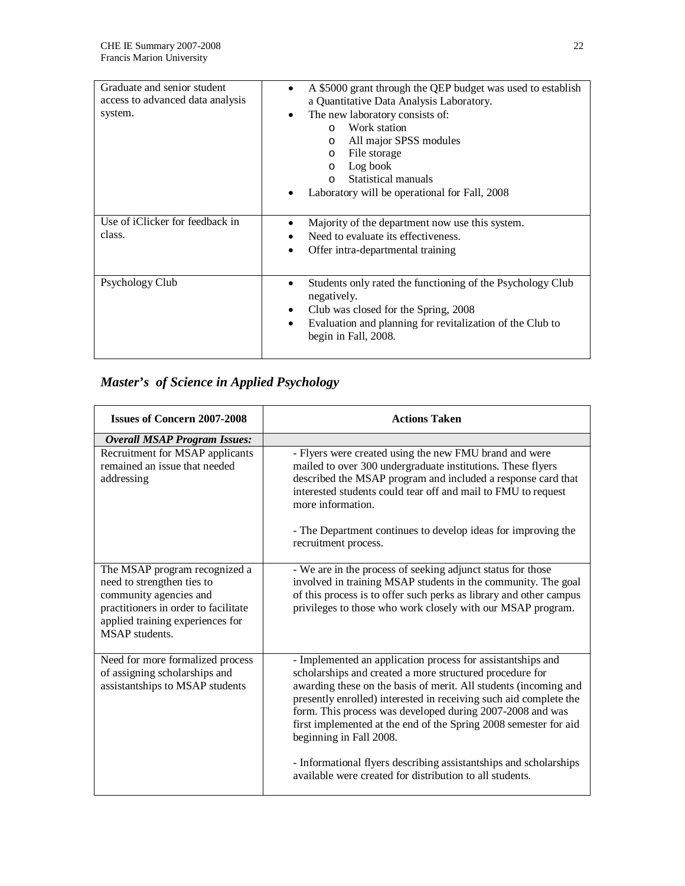| | |
|---|---|
| Graduate and senior student access to advanced data analysis system. | • A $5000 grant through the QEP budget was used to establish a Quantitative Data Analysis Laboratory.<br>• The new laboratory consists of:<br>  o Work station<br>  o All major SPSS modules<br>  o File storage<br>  o Log book<br>  o Statistical manuals<br>• Laboratory will be operational for Fall, 2008 |
| Use of iClicker for feedback in class. | • Majority of the department now use this system.<br>• Need to evaluate its effectiveness.<br>• Offer intra-departmental training |
| Psychology Club | • Students only rated the functioning of the Psychology Club negatively.<br>• Club was closed for the Spring, 2008<br>• Evaluation and planning for revitalization of the Club to begin in Fall, 2008. |

## *Master's of Science in Applied Psychology*

| Issues of Concern 2007-2008 | Actions Taken |
|---|---|
| ***Overall MSAP Program Issues:*** | |
| Recruitment for MSAP applicants remained an issue that needed addressing | - Flyers were created using the new FMU brand and were mailed to over 300 undergraduate institutions. These flyers described the MSAP program and included a response card that interested students could tear off and mail to FMU to request more information.<br><br>- The Department continues to develop ideas for improving the recruitment process. |
| The MSAP program recognized a need to strengthen ties to community agencies and practitioners in order to facilitate applied training experiences for MSAP students. | - We are in the process of seeking adjunct status for those involved in training MSAP students in the community. The goal of this process is to offer such perks as library and other campus privileges to those who work closely with our MSAP program. |
| Need for more formalized process of assigning scholarships and assistantships to MSAP students | - Implemented an application process for assistantships and scholarships and created a more structured procedure for awarding these on the basis of merit. All students (incoming and presently enrolled) interested in receiving such aid complete the form. This process was developed during 2007-2008 and was first implemented at the end of the Spring 2008 semester for aid beginning in Fall 2008.<br><br>- Informational flyers describing assistantships and scholarships available were created for distribution to all students. |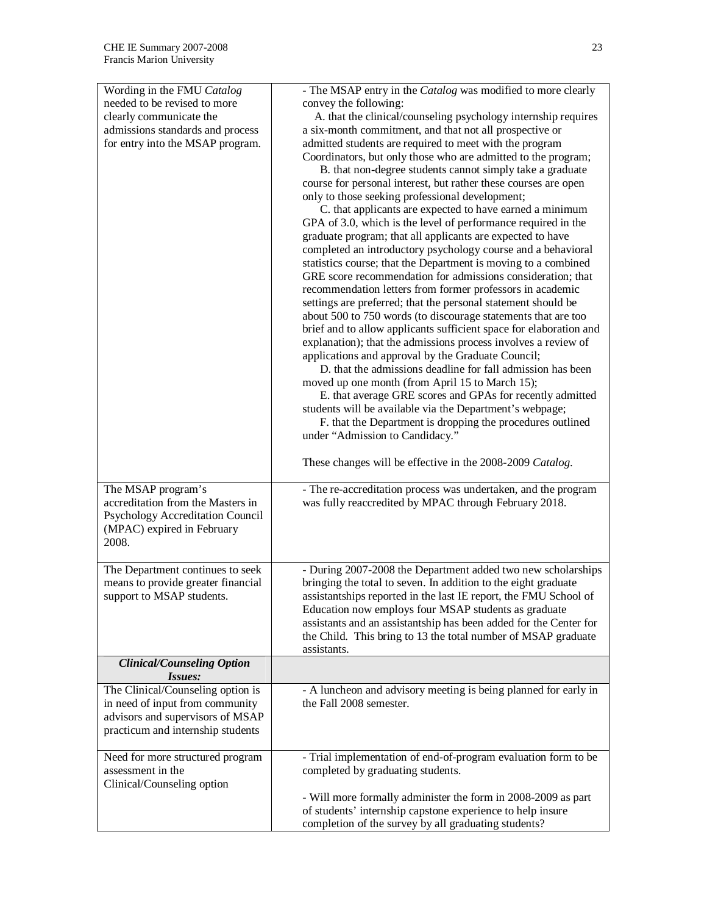| | |
|---|---|
| Wording in the FMU *Catalog* needed to be revised to more clearly communicate the admissions standards and process for entry into the MSAP program. | - The MSAP entry in the *Catalog* was modified to more clearly convey the following:<br>A. that the clinical/counseling psychology internship requires a six-month commitment, and that not all prospective or admitted students are required to meet with the program Coordinators, but only those who are admitted to the program;<br>B. that non-degree students cannot simply take a graduate course for personal interest, but rather these courses are open only to those seeking professional development;<br>C. that applicants are expected to have earned a minimum GPA of 3.0, which is the level of performance required in the graduate program; that all applicants are expected to have completed an introductory psychology course and a behavioral statistics course; that the Department is moving to a combined GRE score recommendation for admissions consideration; that recommendation letters from former professors in academic settings are preferred; that the personal statement should be about 500 to 750 words (to discourage statements that are too brief and to allow applicants sufficient space for elaboration and explanation); that the admissions process involves a review of applications and approval by the Graduate Council;<br>D. that the admissions deadline for fall admission has been moved up one month (from April 15 to March 15);<br>E. that average GRE scores and GPAs for recently admitted students will be available via the Department's webpage;<br>F. that the Department is dropping the procedures outlined under "Admission to Candidacy."<br><br>These changes will be effective in the 2008-2009 *Catalog*. |
| The MSAP program's accreditation from the Masters in Psychology Accreditation Council (MPAC) expired in February 2008. | - The re-accreditation process was undertaken, and the program was fully reaccredited by MPAC through February 2018. |
| The Department continues to seek means to provide greater financial support to MSAP students. | - During 2007-2008 the Department added two new scholarships bringing the total to seven. In addition to the eight graduate assistantships reported in the last IE report, the FMU School of Education now employs four MSAP students as graduate assistants and an assistantship has been added for the Center for the Child. This bring to 13 the total number of MSAP graduate assistants. |
| ***Clinical/Counseling Option Issues:*** | |
| The Clinical/Counseling option is in need of input from community advisors and supervisors of MSAP practicum and internship students | - A luncheon and advisory meeting is being planned for early in the Fall 2008 semester. |
| Need for more structured program assessment in the Clinical/Counseling option | - Trial implementation of end-of-program evaluation form to be completed by graduating students.<br><br>- Will more formally administer the form in 2008-2009 as part of students' internship capstone experience to help insure completion of the survey by all graduating students? |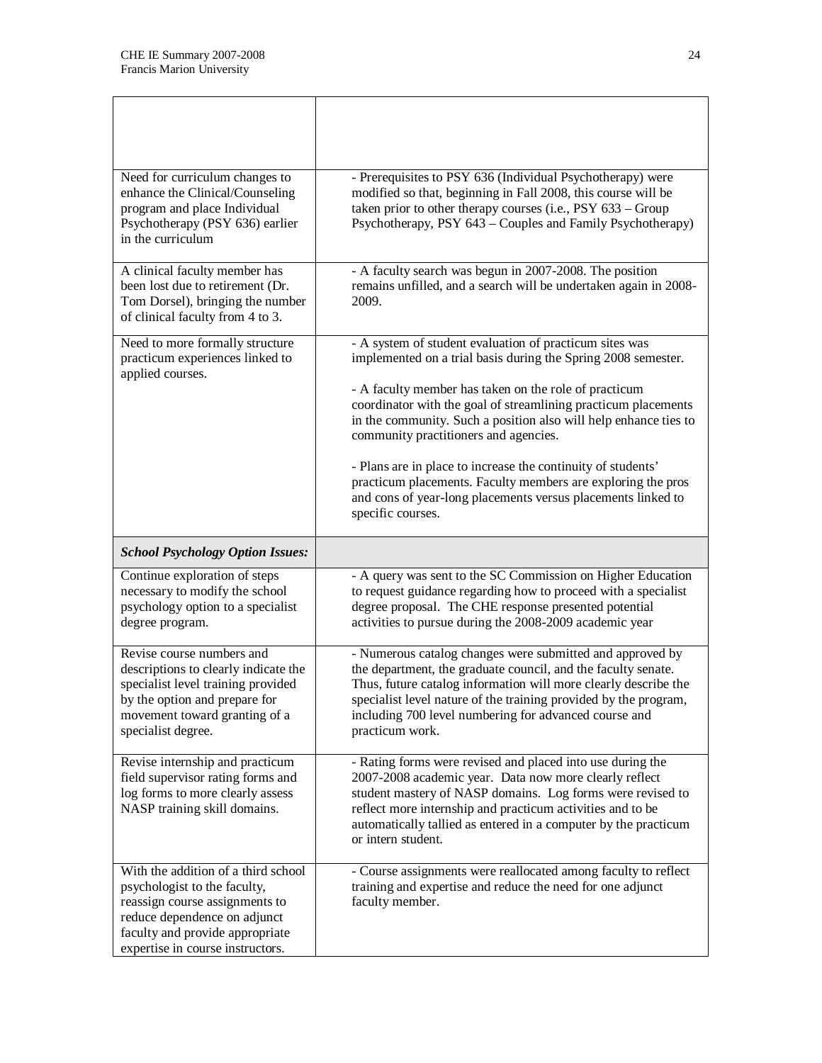| | |
|---|---|
| Need for curriculum changes to enhance the Clinical/Counseling program and place Individual Psychotherapy (PSY 636) earlier in the curriculum | - Prerequisites to PSY 636 (Individual Psychotherapy) were modified so that, beginning in Fall 2008, this course will be taken prior to other therapy courses (i.e., PSY 633 – Group Psychotherapy, PSY 643 – Couples and Family Psychotherapy) |
| A clinical faculty member has been lost due to retirement (Dr. Tom Dorsel), bringing the number of clinical faculty from 4 to 3. | - A faculty search was begun in 2007-2008. The position remains unfilled, and a search will be undertaken again in 2008-2009. |
| Need to more formally structure practicum experiences linked to applied courses. | - A system of student evaluation of practicum sites was implemented on a trial basis during the Spring 2008 semester.<br><br>- A faculty member has taken on the role of practicum coordinator with the goal of streamlining practicum placements in the community. Such a position also will help enhance ties to community practitioners and agencies.<br><br>- Plans are in place to increase the continuity of students' practicum placements. Faculty members are exploring the pros and cons of year-long placements versus placements linked to specific courses. |
| ***School Psychology Option Issues:*** | |
| Continue exploration of steps necessary to modify the school psychology option to a specialist degree program. | - A query was sent to the SC Commission on Higher Education to request guidance regarding how to proceed with a specialist degree proposal. The CHE response presented potential activities to pursue during the 2008-2009 academic year |
| Revise course numbers and descriptions to clearly indicate the specialist level training provided by the option and prepare for movement toward granting of a specialist degree. | - Numerous catalog changes were submitted and approved by the department, the graduate council, and the faculty senate. Thus, future catalog information will more clearly describe the specialist level nature of the training provided by the program, including 700 level numbering for advanced course and practicum work. |
| Revise internship and practicum field supervisor rating forms and log forms to more clearly assess NASP training skill domains. | - Rating forms were revised and placed into use during the 2007-2008 academic year. Data now more clearly reflect student mastery of NASP domains. Log forms were revised to reflect more internship and practicum activities and to be automatically tallied as entered in a computer by the practicum or intern student. |
| With the addition of a third school psychologist to the faculty, reassign course assignments to reduce dependence on adjunct faculty and provide appropriate expertise in course instructors. | - Course assignments were reallocated among faculty to reflect training and expertise and reduce the need for one adjunct faculty member. |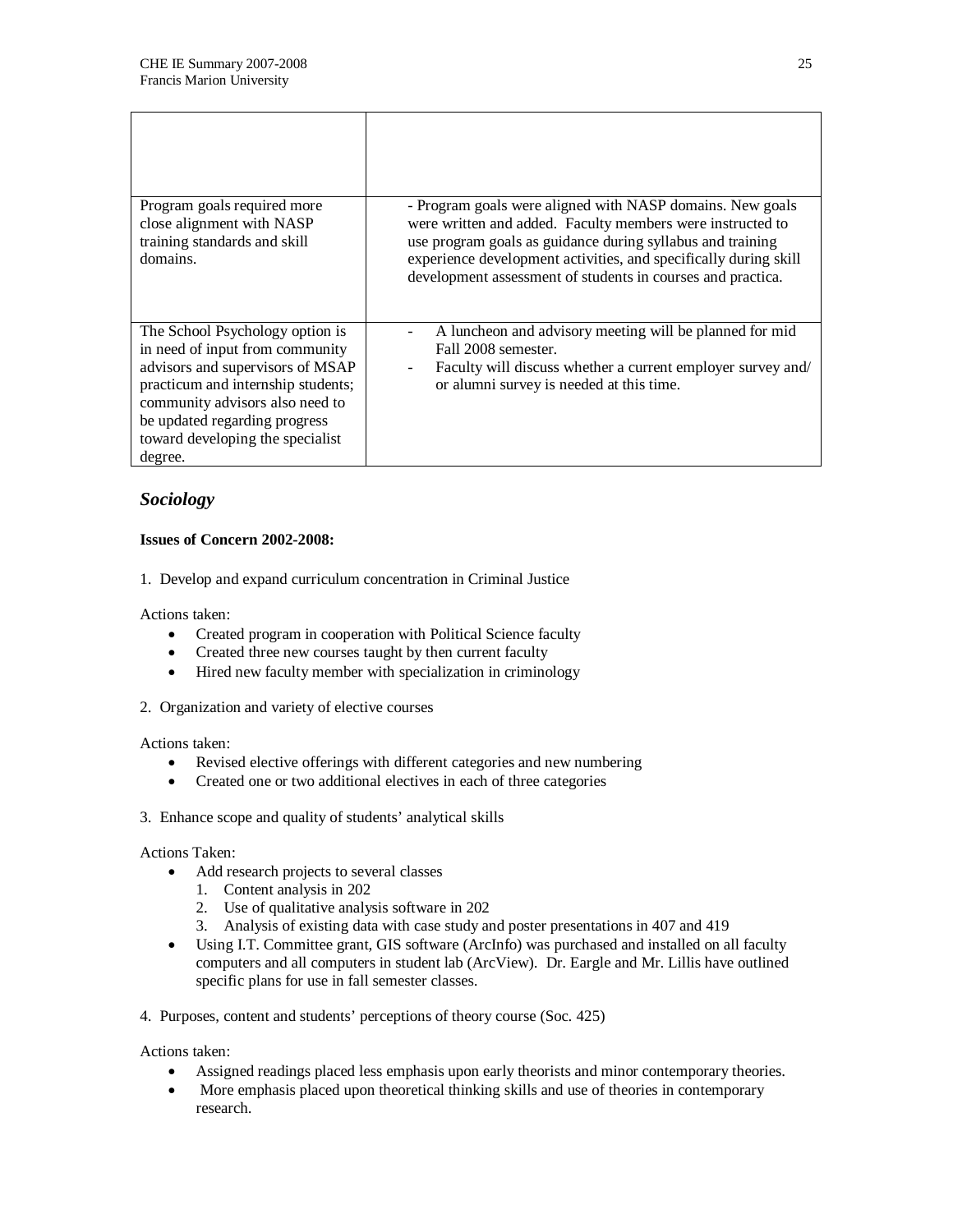| | |
|---|---|
| | |
| Program goals required more close alignment with NASP training standards and skill domains. | - Program goals were aligned with NASP domains. New goals were written and added. Faculty members were instructed to use program goals as guidance during syllabus and training experience development activities, and specifically during skill development assessment of students in courses and practica. |
| The School Psychology option is in need of input from community advisors and supervisors of MSAP practicum and internship students; community advisors also need to be updated regarding progress toward developing the specialist degree. | - A luncheon and advisory meeting will be planned for mid Fall 2008 semester.<br>- Faculty will discuss whether a current employer survey and/ or alumni survey is needed at this time. |

## *Sociology*

**Issues of Concern 2002-2008:**

1. Develop and expand curriculum concentration in Criminal Justice

Actions taken:

- Created program in cooperation with Political Science faculty
- Created three new courses taught by then current faculty
- Hired new faculty member with specialization in criminology

2. Organization and variety of elective courses

Actions taken:

- Revised elective offerings with different categories and new numbering
- Created one or two additional electives in each of three categories

3. Enhance scope and quality of students' analytical skills

Actions Taken:

- Add research projects to several classes
  1. Content analysis in 202
  2. Use of qualitative analysis software in 202
  3. Analysis of existing data with case study and poster presentations in 407 and 419
- Using I.T. Committee grant, GIS software (ArcInfo) was purchased and installed on all faculty computers and all computers in student lab (ArcView). Dr. Eargle and Mr. Lillis have outlined specific plans for use in fall semester classes.

4. Purposes, content and students' perceptions of theory course (Soc. 425)

Actions taken:

- Assigned readings placed less emphasis upon early theorists and minor contemporary theories.
- More emphasis placed upon theoretical thinking skills and use of theories in contemporary research.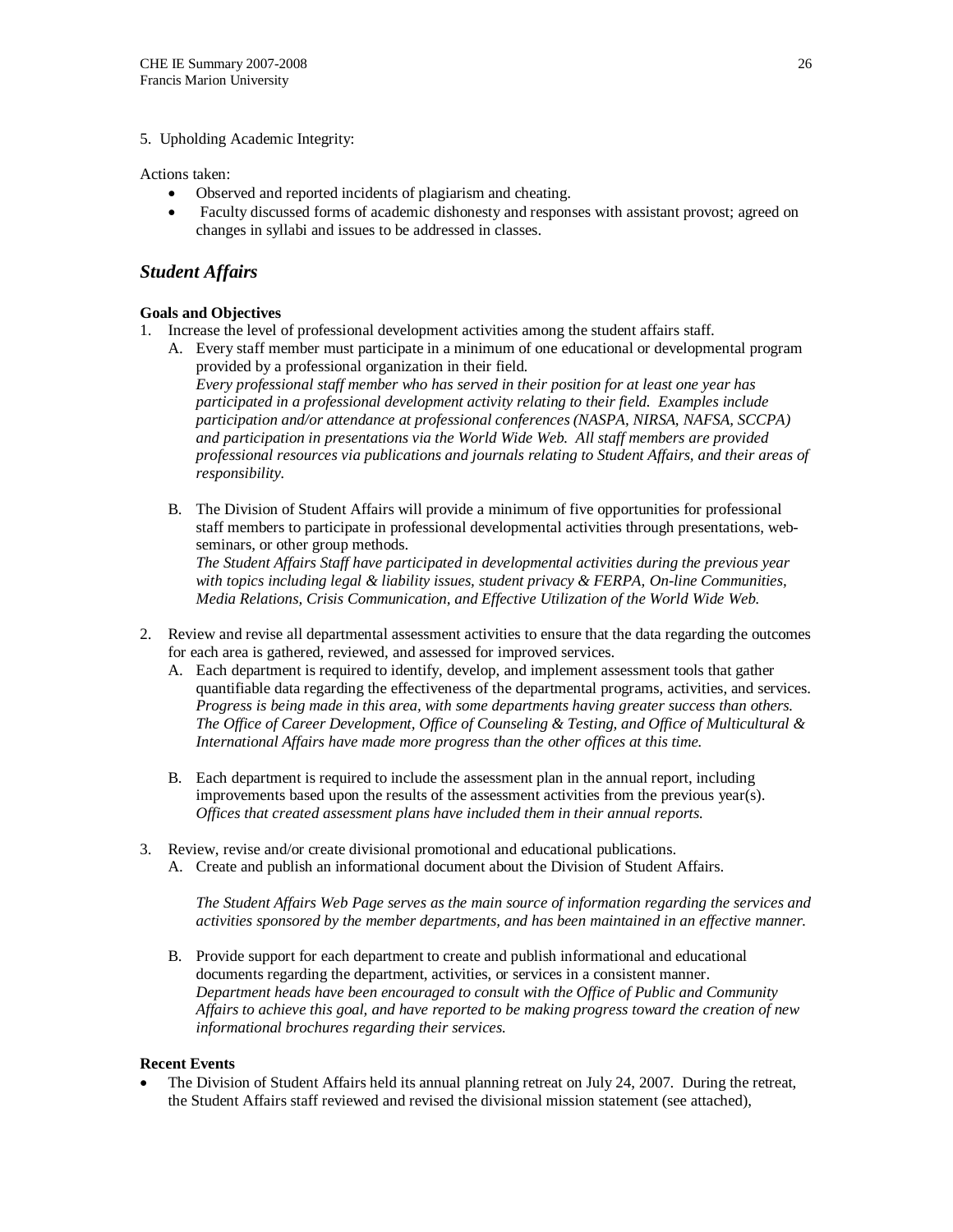5. Upholding Academic Integrity:

Actions taken:

- Observed and reported incidents of plagiarism and cheating.
- Faculty discussed forms of academic dishonesty and responses with assistant provost; agreed on changes in syllabi and issues to be addressed in classes.

## *Student Affairs*

**Goals and Objectives**

1. Increase the level of professional development activities among the student affairs staff.
   A. Every staff member must participate in a minimum of one educational or developmental program provided by a professional organization in their field.
   *Every professional staff member who has served in their position for at least one year has participated in a professional development activity relating to their field. Examples include participation and/or attendance at professional conferences (NASPA, NIRSA, NAFSA, SCCPA) and participation in presentations via the World Wide Web. All staff members are provided professional resources via publications and journals relating to Student Affairs, and their areas of responsibility.*

   B. The Division of Student Affairs will provide a minimum of five opportunities for professional staff members to participate in professional developmental activities through presentations, web-seminars, or other group methods.
   *The Student Affairs Staff have participated in developmental activities during the previous year with topics including legal & liability issues, student privacy & FERPA, On-line Communities, Media Relations, Crisis Communication, and Effective Utilization of the World Wide Web.*

2. Review and revise all departmental assessment activities to ensure that the data regarding the outcomes for each area is gathered, reviewed, and assessed for improved services.
   A. Each department is required to identify, develop, and implement assessment tools that gather quantifiable data regarding the effectiveness of the departmental programs, activities, and services.
   *Progress is being made in this area, with some departments having greater success than others. The Office of Career Development, Office of Counseling & Testing, and Office of Multicultural & International Affairs have made more progress than the other offices at this time.*

   B. Each department is required to include the assessment plan in the annual report, including improvements based upon the results of the assessment activities from the previous year(s).
   *Offices that created assessment plans have included them in their annual reports.*

3. Review, revise and/or create divisional promotional and educational publications.
   A. Create and publish an informational document about the Division of Student Affairs.

   *The Student Affairs Web Page serves as the main source of information regarding the services and activities sponsored by the member departments, and has been maintained in an effective manner.*

   B. Provide support for each department to create and publish informational and educational documents regarding the department, activities, or services in a consistent manner.
   *Department heads have been encouraged to consult with the Office of Public and Community Affairs to achieve this goal, and have reported to be making progress toward the creation of new informational brochures regarding their services.*

**Recent Events**

- The Division of Student Affairs held its annual planning retreat on July 24, 2007. During the retreat, the Student Affairs staff reviewed and revised the divisional mission statement (see attached),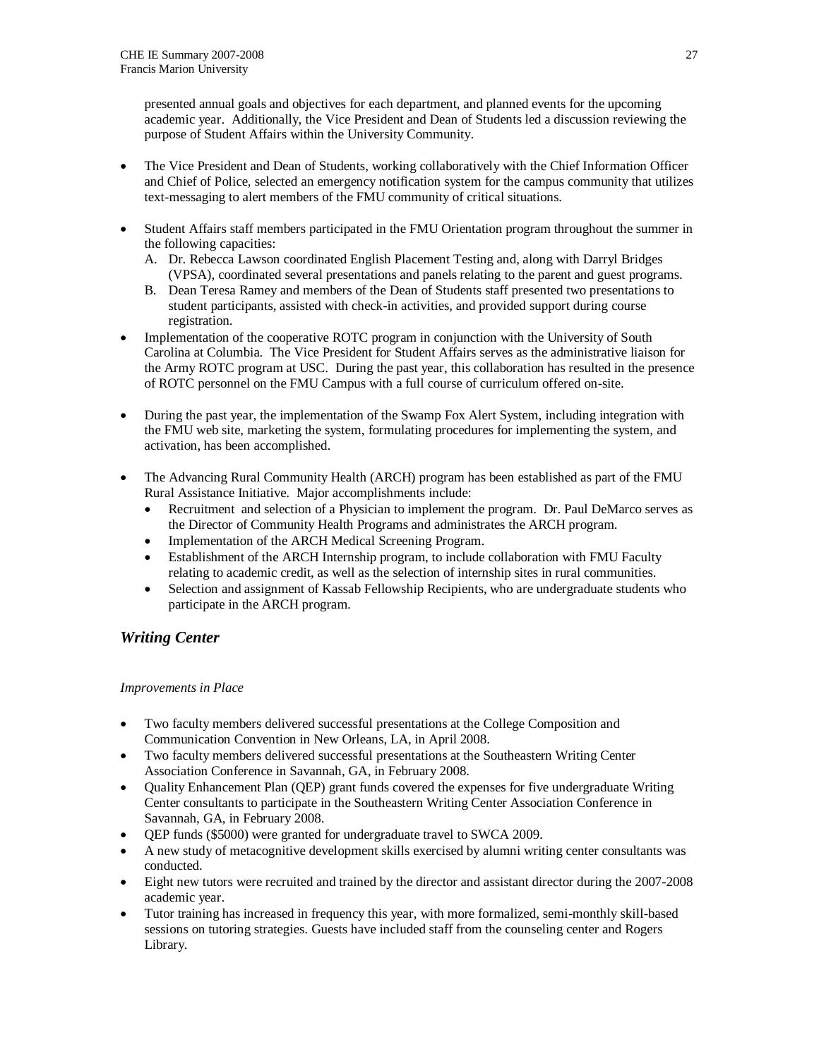presented annual goals and objectives for each department, and planned events for the upcoming academic year. Additionally, the Vice President and Dean of Students led a discussion reviewing the purpose of Student Affairs within the University Community.

- The Vice President and Dean of Students, working collaboratively with the Chief Information Officer and Chief of Police, selected an emergency notification system for the campus community that utilizes text-messaging to alert members of the FMU community of critical situations.

- Student Affairs staff members participated in the FMU Orientation program throughout the summer in the following capacities:
  - A. Dr. Rebecca Lawson coordinated English Placement Testing and, along with Darryl Bridges (VPSA), coordinated several presentations and panels relating to the parent and guest programs.
  - B. Dean Teresa Ramey and members of the Dean of Students staff presented two presentations to student participants, assisted with check-in activities, and provided support during course registration.
- Implementation of the cooperative ROTC program in conjunction with the University of South Carolina at Columbia. The Vice President for Student Affairs serves as the administrative liaison for the Army ROTC program at USC. During the past year, this collaboration has resulted in the presence of ROTC personnel on the FMU Campus with a full course of curriculum offered on-site.

- During the past year, the implementation of the Swamp Fox Alert System, including integration with the FMU web site, marketing the system, formulating procedures for implementing the system, and activation, has been accomplished.

- The Advancing Rural Community Health (ARCH) program has been established as part of the FMU Rural Assistance Initiative. Major accomplishments include:
  - Recruitment and selection of a Physician to implement the program. Dr. Paul DeMarco serves as the Director of Community Health Programs and administrates the ARCH program.
  - Implementation of the ARCH Medical Screening Program.
  - Establishment of the ARCH Internship program, to include collaboration with FMU Faculty relating to academic credit, as well as the selection of internship sites in rural communities.
  - Selection and assignment of Kassab Fellowship Recipients, who are undergraduate students who participate in the ARCH program.

## *Writing Center*

*Improvements in Place*

- Two faculty members delivered successful presentations at the College Composition and Communication Convention in New Orleans, LA, in April 2008.
- Two faculty members delivered successful presentations at the Southeastern Writing Center Association Conference in Savannah, GA, in February 2008.
- Quality Enhancement Plan (QEP) grant funds covered the expenses for five undergraduate Writing Center consultants to participate in the Southeastern Writing Center Association Conference in Savannah, GA, in February 2008.
- QEP funds ($5000) were granted for undergraduate travel to SWCA 2009.
- A new study of metacognitive development skills exercised by alumni writing center consultants was conducted.
- Eight new tutors were recruited and trained by the director and assistant director during the 2007-2008 academic year.
- Tutor training has increased in frequency this year, with more formalized, semi-monthly skill-based sessions on tutoring strategies. Guests have included staff from the counseling center and Rogers Library.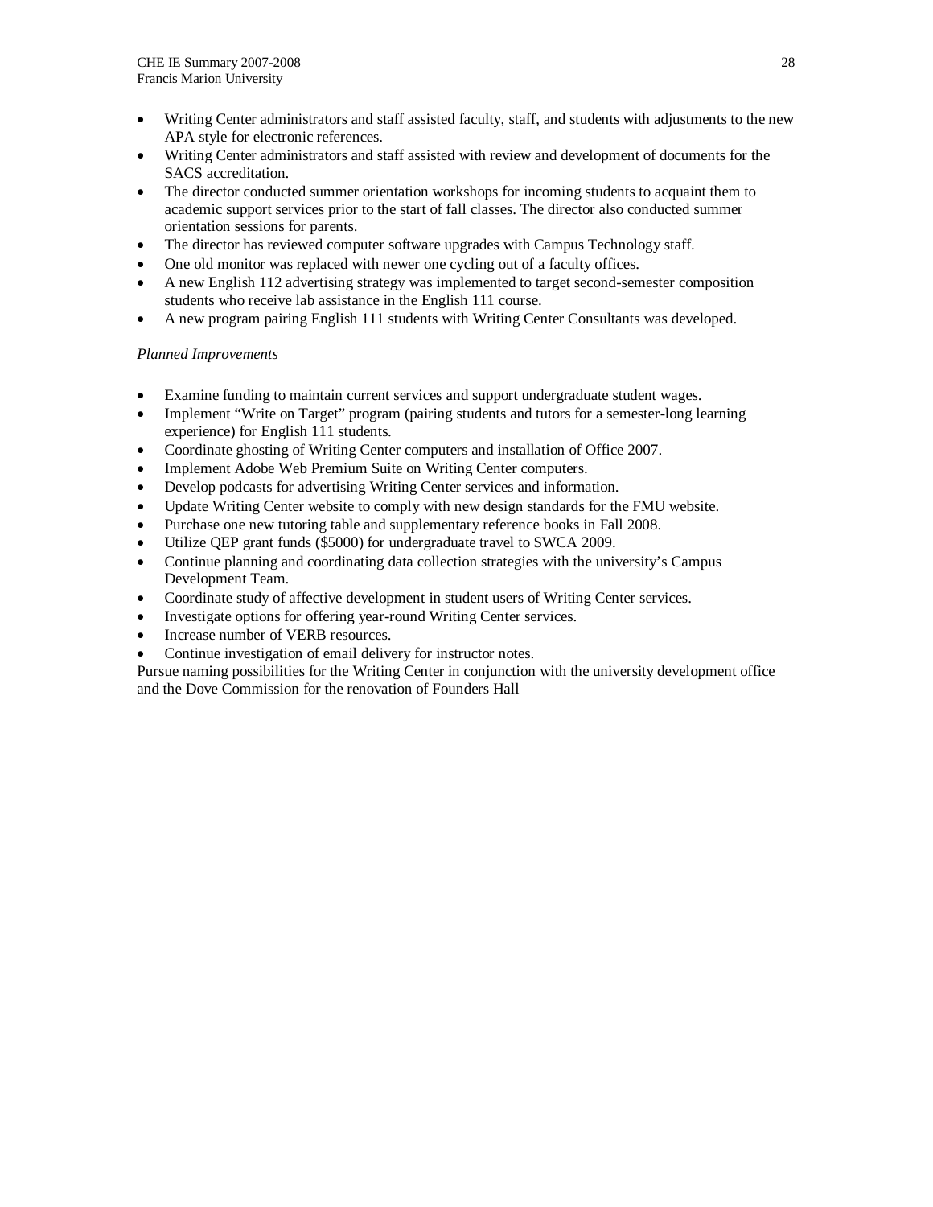- Writing Center administrators and staff assisted faculty, staff, and students with adjustments to the new APA style for electronic references.
- Writing Center administrators and staff assisted with review and development of documents for the SACS accreditation.
- The director conducted summer orientation workshops for incoming students to acquaint them to academic support services prior to the start of fall classes. The director also conducted summer orientation sessions for parents.
- The director has reviewed computer software upgrades with Campus Technology staff.
- One old monitor was replaced with newer one cycling out of a faculty offices.
- A new English 112 advertising strategy was implemented to target second-semester composition students who receive lab assistance in the English 111 course.
- A new program pairing English 111 students with Writing Center Consultants was developed.

*Planned Improvements*

- Examine funding to maintain current services and support undergraduate student wages.
- Implement "Write on Target" program (pairing students and tutors for a semester-long learning experience) for English 111 students.
- Coordinate ghosting of Writing Center computers and installation of Office 2007.
- Implement Adobe Web Premium Suite on Writing Center computers.
- Develop podcasts for advertising Writing Center services and information.
- Update Writing Center website to comply with new design standards for the FMU website.
- Purchase one new tutoring table and supplementary reference books in Fall 2008.
- Utilize QEP grant funds ($5000) for undergraduate travel to SWCA 2009.
- Continue planning and coordinating data collection strategies with the university's Campus Development Team.
- Coordinate study of affective development in student users of Writing Center services.
- Investigate options for offering year-round Writing Center services.
- Increase number of VERB resources.
- Continue investigation of email delivery for instructor notes.

Pursue naming possibilities for the Writing Center in conjunction with the university development office and the Dove Commission for the renovation of Founders Hall